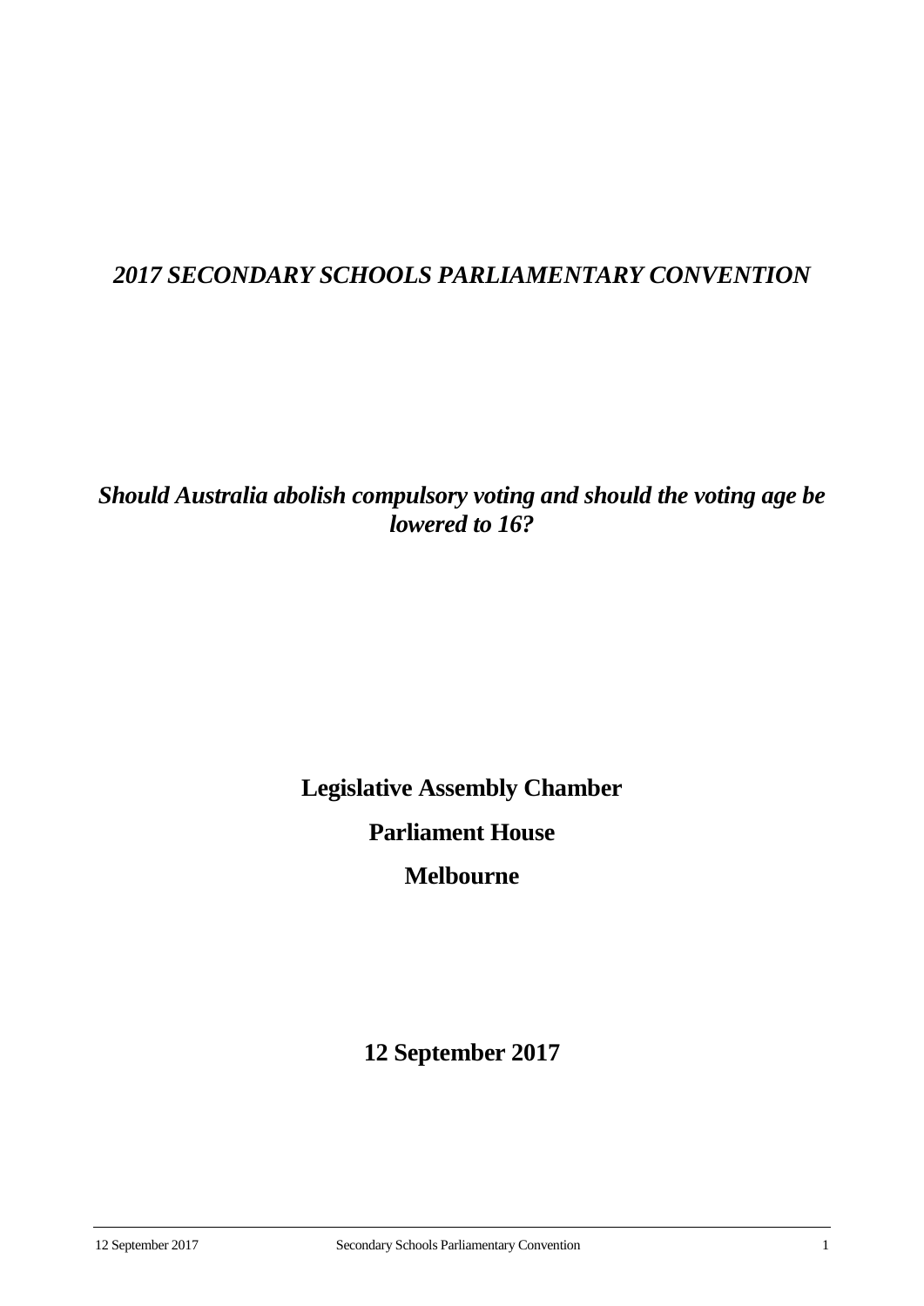# *2017 SECONDARY SCHOOLS PARLIAMENTARY CONVENTION*

## *Should Australia abolish compulsory voting and should the voting age be lowered to 16?*

**Legislative Assembly Chamber**

**Parliament House**

**Melbourne**

**12 September 2017**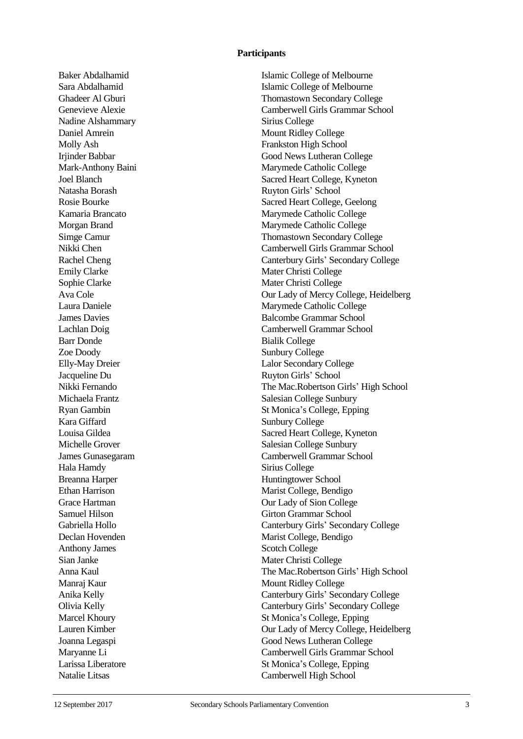**Participants**

| | |
|---|---|
| Baker Abdalhamid | Islamic College of Melbourne |
| Sara Abdalhamid | Islamic College of Melbourne |
| Ghadeer Al Gburi | Thomastown Secondary College |
| Genevieve Alexie | Camberwell Girls Grammar School |
| Nadine Alshammary | Sirius College |
| Daniel Amrein | Mount Ridley College |
| Molly Ash | Frankston High School |
| Irjinder Babbar | Good News Lutheran College |
| Mark-Anthony Baini | Marymede Catholic College |
| Joel Blanch | Sacred Heart College, Kyneton |
| Natasha Borash | Ruyton Girls' School |
| Rosie Bourke | Sacred Heart College, Geelong |
| Kamaria Brancato | Marymede Catholic College |
| Morgan Brand | Marymede Catholic College |
| Simge Camur | Thomastown Secondary College |
| Nikki Chen | Camberwell Girls Grammar School |
| Rachel Cheng | Canterbury Girls' Secondary College |
| Emily Clarke | Mater Christi College |
| Sophie Clarke | Mater Christi College |
| Ava Cole | Our Lady of Mercy College, Heidelberg |
| Laura Daniele | Marymede Catholic College |
| James Davies | Balcombe Grammar School |
| Lachlan Doig | Camberwell Grammar School |
| Barr Donde | Bialik College |
| Zoe Doody | Sunbury College |
| Elly-May Dreier | Lalor Secondary College |
| Jacqueline Du | Ruyton Girls' School |
| Nikki Fernando | The Mac.Robertson Girls' High School |
| Michaela Frantz | Salesian College Sunbury |
| Ryan Gambin | St Monica's College, Epping |
| Kara Giffard | Sunbury College |
| Louisa Gildea | Sacred Heart College, Kyneton |
| Michelle Grover | Salesian College Sunbury |
| James Gunasegaram | Camberwell Grammar School |
| Hala Hamdy | Sirius College |
| Breanna Harper | Huntingtower School |
| Ethan Harrison | Marist College, Bendigo |
| Grace Hartman | Our Lady of Sion College |
| Samuel Hilson | Girton Grammar School |
| Gabriella Hollo | Canterbury Girls' Secondary College |
| Declan Hovenden | Marist College, Bendigo |
| Anthony James | Scotch College |
| Sian Janke | Mater Christi College |
| Anna Kaul | The Mac.Robertson Girls' High School |
| Manraj Kaur | Mount Ridley College |
| Anika Kelly | Canterbury Girls' Secondary College |
| Olivia Kelly | Canterbury Girls' Secondary College |
| Marcel Khoury | St Monica's College, Epping |
| Lauren Kimber | Our Lady of Mercy College, Heidelberg |
| Joanna Legaspi | Good News Lutheran College |
| Maryanne Li | Camberwell Girls Grammar School |
| Larissa Liberatore | St Monica's College, Epping |
| Natalie Litsas | Camberwell High School |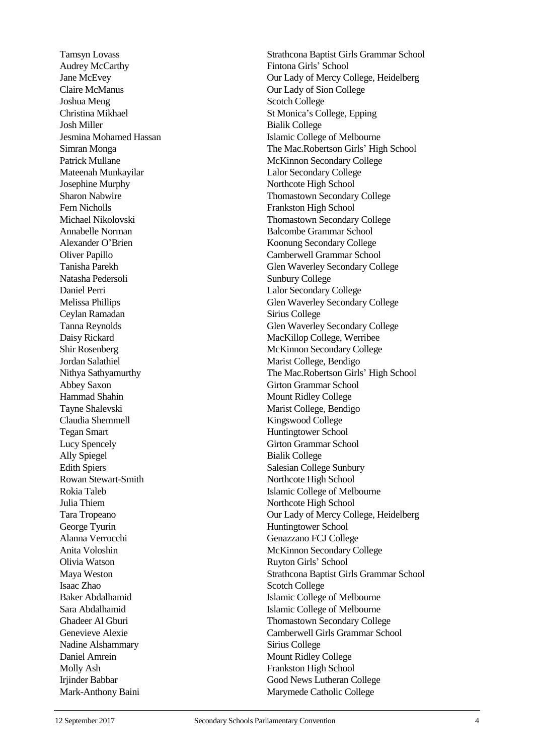| | |
|---|---|
| Tamsyn Lovass | Strathcona Baptist Girls Grammar School |
| Audrey McCarthy | Fintona Girls' School |
| Jane McEvey | Our Lady of Mercy College, Heidelberg |
| Claire McManus | Our Lady of Sion College |
| Joshua Meng | Scotch College |
| Christina Mikhael | St Monica's College, Epping |
| Josh Miller | Bialik College |
| Jesmina Mohamed Hassan | Islamic College of Melbourne |
| Simran Monga | The Mac.Robertson Girls' High School |
| Patrick Mullane | McKinnon Secondary College |
| Mateenah Munkayilar | Lalor Secondary College |
| Josephine Murphy | Northcote High School |
| Sharon Nabwire | Thomastown Secondary College |
| Fern Nicholls | Frankston High School |
| Michael Nikolovski | Thomastown Secondary College |
| Annabelle Norman | Balcombe Grammar School |
| Alexander O'Brien | Koonung Secondary College |
| Oliver Papillo | Camberwell Grammar School |
| Tanisha Parekh | Glen Waverley Secondary College |
| Natasha Pedersoli | Sunbury College |
| Daniel Perri | Lalor Secondary College |
| Melissa Phillips | Glen Waverley Secondary College |
| Ceylan Ramadan | Sirius College |
| Tanna Reynolds | Glen Waverley Secondary College |
| Daisy Rickard | MacKillop College, Werribee |
| Shir Rosenberg | McKinnon Secondary College |
| Jordan Salathiel | Marist College, Bendigo |
| Nithya Sathyamurthy | The Mac.Robertson Girls' High School |
| Abbey Saxon | Girton Grammar School |
| Hammad Shahin | Mount Ridley College |
| Tayne Shalevski | Marist College, Bendigo |
| Claudia Shemmell | Kingswood College |
| Tegan Smart | Huntingtower School |
| Lucy Spencely | Girton Grammar School |
| Ally Spiegel | Bialik College |
| Edith Spiers | Salesian College Sunbury |
| Rowan Stewart-Smith | Northcote High School |
| Rokia Taleb | Islamic College of Melbourne |
| Julia Thiem | Northcote High School |
| Tara Tropeano | Our Lady of Mercy College, Heidelberg |
| George Tyurin | Huntingtower School |
| Alanna Verrocchi | Genazzano FCJ College |
| Anita Voloshin | McKinnon Secondary College |
| Olivia Watson | Ruyton Girls' School |
| Maya Weston | Strathcona Baptist Girls Grammar School |
| Isaac Zhao | Scotch College |
| Baker Abdalhamid | Islamic College of Melbourne |
| Sara Abdalhamid | Islamic College of Melbourne |
| Ghadeer Al Gburi | Thomastown Secondary College |
| Genevieve Alexie | Camberwell Girls Grammar School |
| Nadine Alshammary | Sirius College |
| Daniel Amrein | Mount Ridley College |
| Molly Ash | Frankston High School |
| Irjinder Babbar | Good News Lutheran College |
| Mark-Anthony Baini | Marymede Catholic College |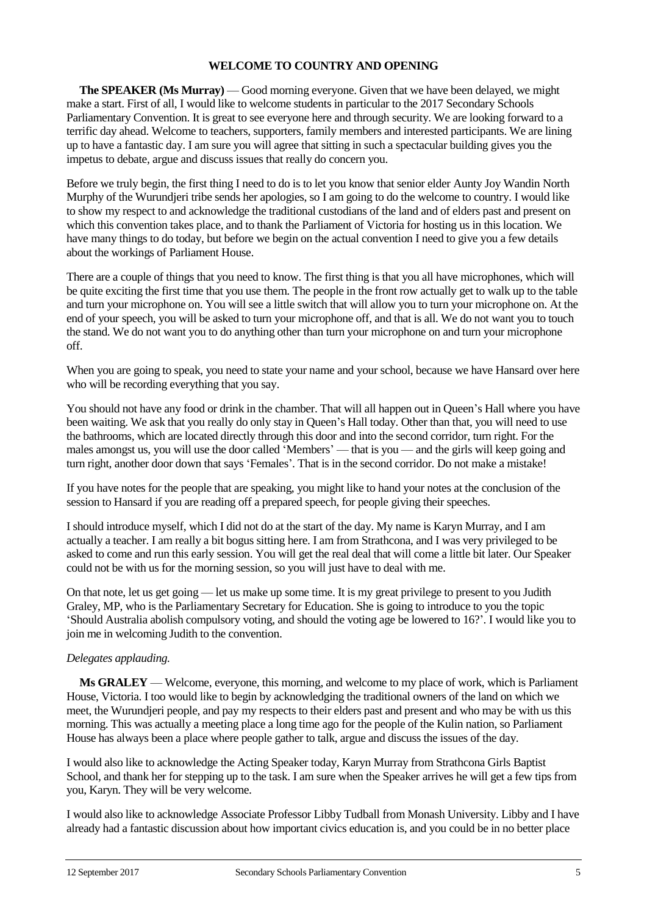## WELCOME TO COUNTRY AND OPENING

**The SPEAKER (Ms Murray)** — Good morning everyone. Given that we have been delayed, we might make a start. First of all, I would like to welcome students in particular to the 2017 Secondary Schools Parliamentary Convention. It is great to see everyone here and through security. We are looking forward to a terrific day ahead. Welcome to teachers, supporters, family members and interested participants. We are lining up to have a fantastic day. I am sure you will agree that sitting in such a spectacular building gives you the impetus to debate, argue and discuss issues that really do concern you.

Before we truly begin, the first thing I need to do is to let you know that senior elder Aunty Joy Wandin North Murphy of the Wurundjeri tribe sends her apologies, so I am going to do the welcome to country. I would like to show my respect to and acknowledge the traditional custodians of the land and of elders past and present on which this convention takes place, and to thank the Parliament of Victoria for hosting us in this location. We have many things to do today, but before we begin on the actual convention I need to give you a few details about the workings of Parliament House.

There are a couple of things that you need to know. The first thing is that you all have microphones, which will be quite exciting the first time that you use them. The people in the front row actually get to walk up to the table and turn your microphone on. You will see a little switch that will allow you to turn your microphone on. At the end of your speech, you will be asked to turn your microphone off, and that is all. We do not want you to touch the stand. We do not want you to do anything other than turn your microphone on and turn your microphone off.

When you are going to speak, you need to state your name and your school, because we have Hansard over here who will be recording everything that you say.

You should not have any food or drink in the chamber. That will all happen out in Queen's Hall where you have been waiting. We ask that you really do only stay in Queen's Hall today. Other than that, you will need to use the bathrooms, which are located directly through this door and into the second corridor, turn right. For the males amongst us, you will use the door called 'Members' — that is you — and the girls will keep going and turn right, another door down that says 'Females'. That is in the second corridor. Do not make a mistake!

If you have notes for the people that are speaking, you might like to hand your notes at the conclusion of the session to Hansard if you are reading off a prepared speech, for people giving their speeches.

I should introduce myself, which I did not do at the start of the day. My name is Karyn Murray, and I am actually a teacher. I am really a bit bogus sitting here. I am from Strathcona, and I was very privileged to be asked to come and run this early session. You will get the real deal that will come a little bit later. Our Speaker could not be with us for the morning session, so you will just have to deal with me.

On that note, let us get going — let us make up some time. It is my great privilege to present to you Judith Graley, MP, who is the Parliamentary Secretary for Education. She is going to introduce to you the topic 'Should Australia abolish compulsory voting, and should the voting age be lowered to 16?'. I would like you to join me in welcoming Judith to the convention.

*Delegates applauding.*

**Ms GRALEY** — Welcome, everyone, this morning, and welcome to my place of work, which is Parliament House, Victoria. I too would like to begin by acknowledging the traditional owners of the land on which we meet, the Wurundjeri people, and pay my respects to their elders past and present and who may be with us this morning. This was actually a meeting place a long time ago for the people of the Kulin nation, so Parliament House has always been a place where people gather to talk, argue and discuss the issues of the day.

I would also like to acknowledge the Acting Speaker today, Karyn Murray from Strathcona Girls Baptist School, and thank her for stepping up to the task. I am sure when the Speaker arrives he will get a few tips from you, Karyn. They will be very welcome.

I would also like to acknowledge Associate Professor Libby Tudball from Monash University. Libby and I have already had a fantastic discussion about how important civics education is, and you could be in no better place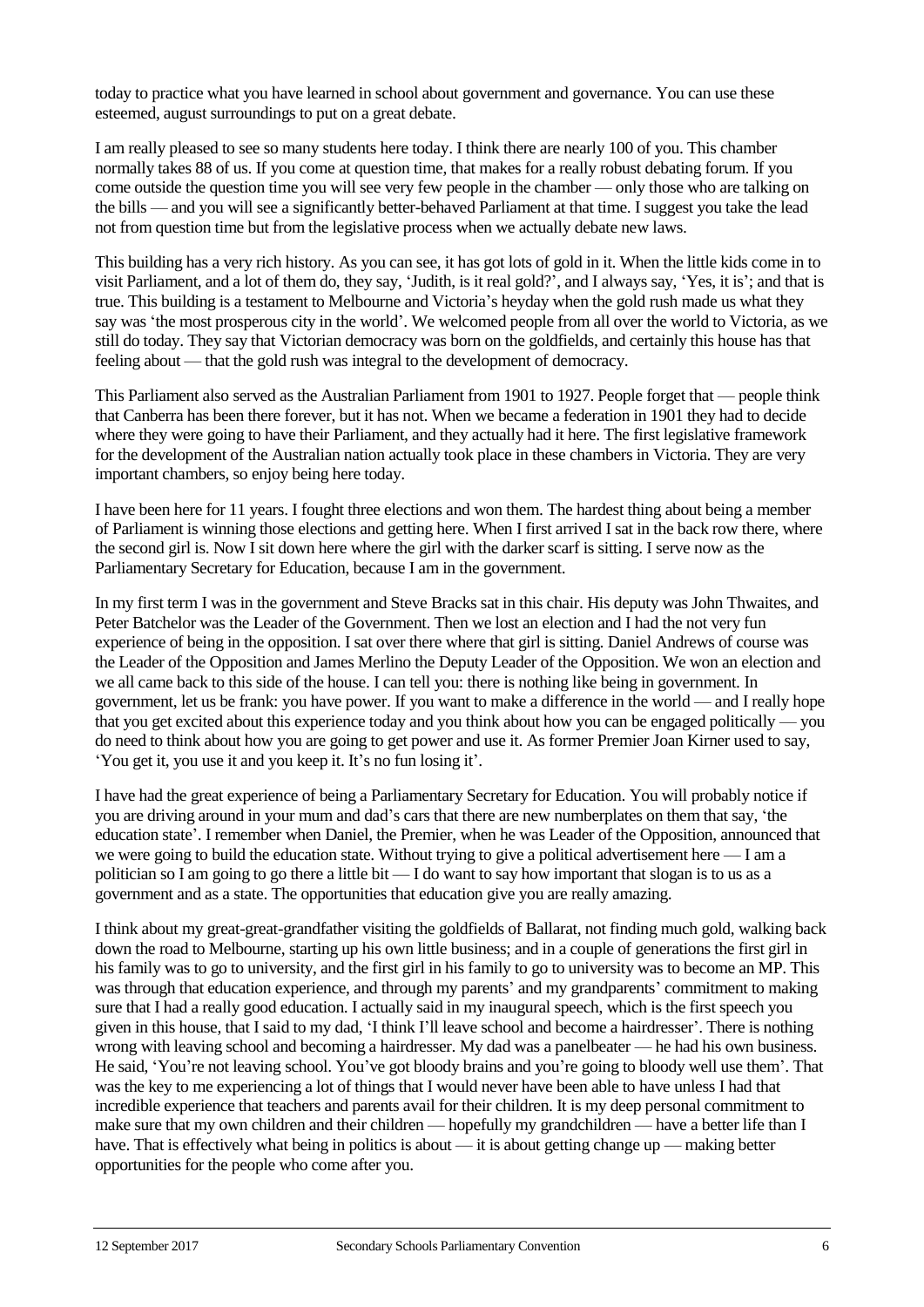today to practice what you have learned in school about government and governance. You can use these esteemed, august surroundings to put on a great debate.

I am really pleased to see so many students here today. I think there are nearly 100 of you. This chamber normally takes 88 of us. If you come at question time, that makes for a really robust debating forum. If you come outside the question time you will see very few people in the chamber — only those who are talking on the bills — and you will see a significantly better-behaved Parliament at that time. I suggest you take the lead not from question time but from the legislative process when we actually debate new laws.

This building has a very rich history. As you can see, it has got lots of gold in it. When the little kids come in to visit Parliament, and a lot of them do, they say, 'Judith, is it real gold?', and I always say, 'Yes, it is'; and that is true. This building is a testament to Melbourne and Victoria's heyday when the gold rush made us what they say was 'the most prosperous city in the world'. We welcomed people from all over the world to Victoria, as we still do today. They say that Victorian democracy was born on the goldfields, and certainly this house has that feeling about — that the gold rush was integral to the development of democracy.

This Parliament also served as the Australian Parliament from 1901 to 1927. People forget that — people think that Canberra has been there forever, but it has not. When we became a federation in 1901 they had to decide where they were going to have their Parliament, and they actually had it here. The first legislative framework for the development of the Australian nation actually took place in these chambers in Victoria. They are very important chambers, so enjoy being here today.

I have been here for 11 years. I fought three elections and won them. The hardest thing about being a member of Parliament is winning those elections and getting here. When I first arrived I sat in the back row there, where the second girl is. Now I sit down here where the girl with the darker scarf is sitting. I serve now as the Parliamentary Secretary for Education, because I am in the government.

In my first term I was in the government and Steve Bracks sat in this chair. His deputy was John Thwaites, and Peter Batchelor was the Leader of the Government. Then we lost an election and I had the not very fun experience of being in the opposition. I sat over there where that girl is sitting. Daniel Andrews of course was the Leader of the Opposition and James Merlino the Deputy Leader of the Opposition. We won an election and we all came back to this side of the house. I can tell you: there is nothing like being in government. In government, let us be frank: you have power. If you want to make a difference in the world — and I really hope that you get excited about this experience today and you think about how you can be engaged politically — you do need to think about how you are going to get power and use it. As former Premier Joan Kirner used to say, 'You get it, you use it and you keep it. It's no fun losing it'.

I have had the great experience of being a Parliamentary Secretary for Education. You will probably notice if you are driving around in your mum and dad's cars that there are new numberplates on them that say, 'the education state'. I remember when Daniel, the Premier, when he was Leader of the Opposition, announced that we were going to build the education state. Without trying to give a political advertisement here — I am a politician so I am going to go there a little bit — I do want to say how important that slogan is to us as a government and as a state. The opportunities that education give you are really amazing.

I think about my great-great-grandfather visiting the goldfields of Ballarat, not finding much gold, walking back down the road to Melbourne, starting up his own little business; and in a couple of generations the first girl in his family was to go to university, and the first girl in his family to go to university was to become an MP. This was through that education experience, and through my parents' and my grandparents' commitment to making sure that I had a really good education. I actually said in my inaugural speech, which is the first speech you given in this house, that I said to my dad, 'I think I'll leave school and become a hairdresser'. There is nothing wrong with leaving school and becoming a hairdresser. My dad was a panelbeater — he had his own business. He said, 'You're not leaving school. You've got bloody brains and you're going to bloody well use them'. That was the key to me experiencing a lot of things that I would never have been able to have unless I had that incredible experience that teachers and parents avail for their children. It is my deep personal commitment to make sure that my own children and their children — hopefully my grandchildren — have a better life than I have. That is effectively what being in politics is about — it is about getting change up — making better opportunities for the people who come after you.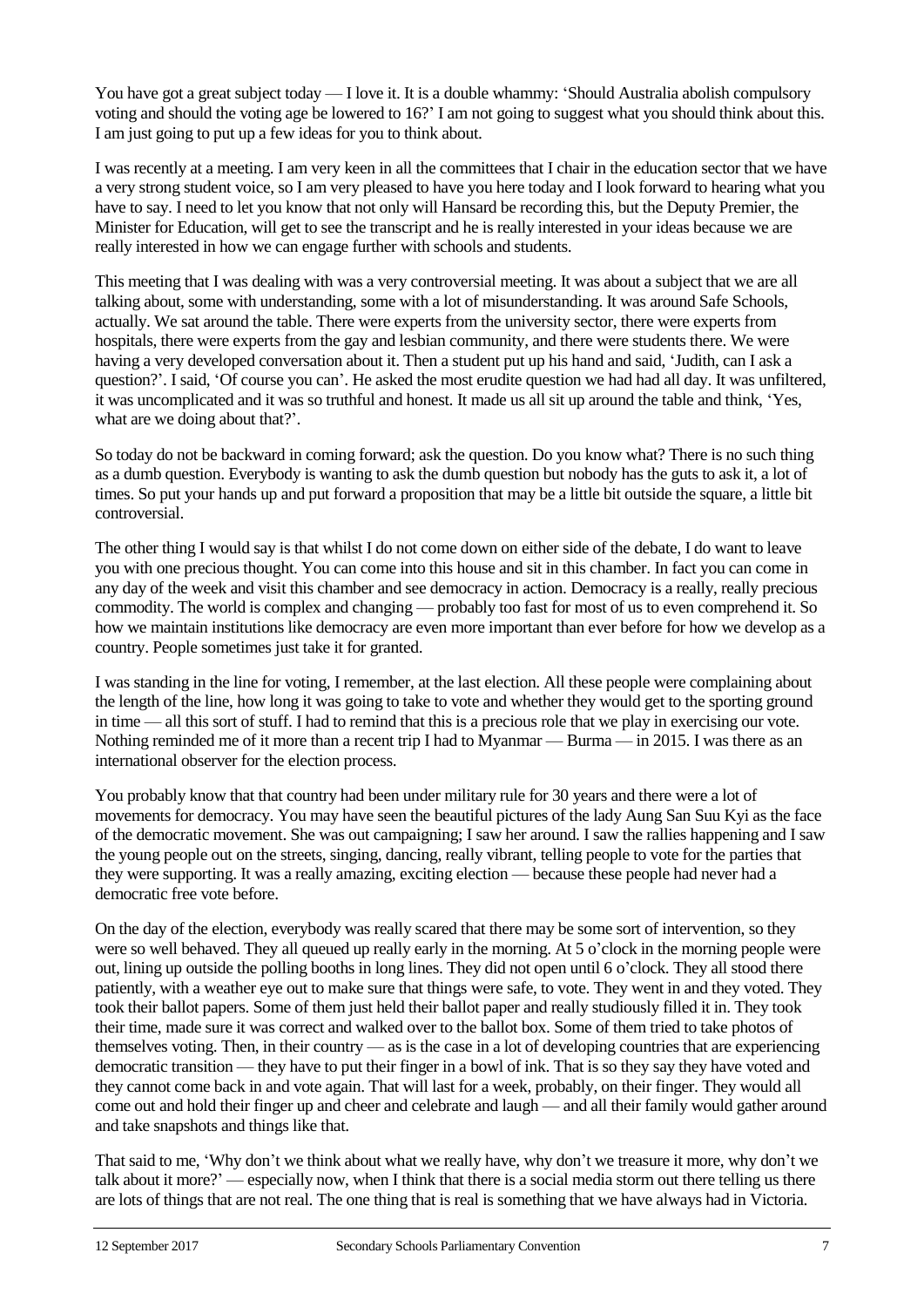You have got a great subject today — I love it. It is a double whammy: 'Should Australia abolish compulsory voting and should the voting age be lowered to 16?' I am not going to suggest what you should think about this. I am just going to put up a few ideas for you to think about.

I was recently at a meeting. I am very keen in all the committees that I chair in the education sector that we have a very strong student voice, so I am very pleased to have you here today and I look forward to hearing what you have to say. I need to let you know that not only will Hansard be recording this, but the Deputy Premier, the Minister for Education, will get to see the transcript and he is really interested in your ideas because we are really interested in how we can engage further with schools and students.

This meeting that I was dealing with was a very controversial meeting. It was about a subject that we are all talking about, some with understanding, some with a lot of misunderstanding. It was around Safe Schools, actually. We sat around the table. There were experts from the university sector, there were experts from hospitals, there were experts from the gay and lesbian community, and there were students there. We were having a very developed conversation about it. Then a student put up his hand and said, 'Judith, can I ask a question?'. I said, 'Of course you can'. He asked the most erudite question we had had all day. It was unfiltered, it was uncomplicated and it was so truthful and honest. It made us all sit up around the table and think, 'Yes, what are we doing about that?'.

So today do not be backward in coming forward; ask the question. Do you know what? There is no such thing as a dumb question. Everybody is wanting to ask the dumb question but nobody has the guts to ask it, a lot of times. So put your hands up and put forward a proposition that may be a little bit outside the square, a little bit controversial.

The other thing I would say is that whilst I do not come down on either side of the debate, I do want to leave you with one precious thought. You can come into this house and sit in this chamber. In fact you can come in any day of the week and visit this chamber and see democracy in action. Democracy is a really, really precious commodity. The world is complex and changing — probably too fast for most of us to even comprehend it. So how we maintain institutions like democracy are even more important than ever before for how we develop as a country. People sometimes just take it for granted.

I was standing in the line for voting, I remember, at the last election. All these people were complaining about the length of the line, how long it was going to take to vote and whether they would get to the sporting ground in time — all this sort of stuff. I had to remind that this is a precious role that we play in exercising our vote. Nothing reminded me of it more than a recent trip I had to Myanmar — Burma — in 2015. I was there as an international observer for the election process.

You probably know that that country had been under military rule for 30 years and there were a lot of movements for democracy. You may have seen the beautiful pictures of the lady Aung San Suu Kyi as the face of the democratic movement. She was out campaigning; I saw her around. I saw the rallies happening and I saw the young people out on the streets, singing, dancing, really vibrant, telling people to vote for the parties that they were supporting. It was a really amazing, exciting election — because these people had never had a democratic free vote before.

On the day of the election, everybody was really scared that there may be some sort of intervention, so they were so well behaved. They all queued up really early in the morning. At 5 o'clock in the morning people were out, lining up outside the polling booths in long lines. They did not open until 6 o'clock. They all stood there patiently, with a weather eye out to make sure that things were safe, to vote. They went in and they voted. They took their ballot papers. Some of them just held their ballot paper and really studiously filled it in. They took their time, made sure it was correct and walked over to the ballot box. Some of them tried to take photos of themselves voting. Then, in their country — as is the case in a lot of developing countries that are experiencing democratic transition — they have to put their finger in a bowl of ink. That is so they say they have voted and they cannot come back in and vote again. That will last for a week, probably, on their finger. They would all come out and hold their finger up and cheer and celebrate and laugh — and all their family would gather around and take snapshots and things like that.

That said to me, 'Why don't we think about what we really have, why don't we treasure it more, why don't we talk about it more?' — especially now, when I think that there is a social media storm out there telling us there are lots of things that are not real. The one thing that is real is something that we have always had in Victoria.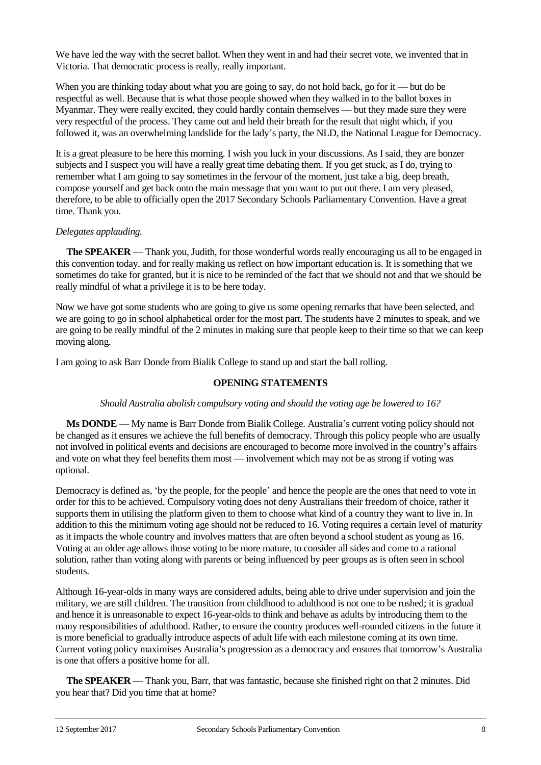We have led the way with the secret ballot. When they went in and had their secret vote, we invented that in Victoria. That democratic process is really, really important.

When you are thinking today about what you are going to say, do not hold back, go for it — but do be respectful as well. Because that is what those people showed when they walked in to the ballot boxes in Myanmar. They were really excited, they could hardly contain themselves — but they made sure they were very respectful of the process. They came out and held their breath for the result that night which, if you followed it, was an overwhelming landslide for the lady's party, the NLD, the National League for Democracy.

It is a great pleasure to be here this morning. I wish you luck in your discussions. As I said, they are bonzer subjects and I suspect you will have a really great time debating them. If you get stuck, as I do, trying to remember what I am going to say sometimes in the fervour of the moment, just take a big, deep breath, compose yourself and get back onto the main message that you want to put out there. I am very pleased, therefore, to be able to officially open the 2017 Secondary Schools Parliamentary Convention. Have a great time. Thank you.

*Delegates applauding.*

**The SPEAKER** — Thank you, Judith, for those wonderful words really encouraging us all to be engaged in this convention today, and for really making us reflect on how important education is. It is something that we sometimes do take for granted, but it is nice to be reminded of the fact that we should not and that we should be really mindful of what a privilege it is to be here today.

Now we have got some students who are going to give us some opening remarks that have been selected, and we are going to go in school alphabetical order for the most part. The students have 2 minutes to speak, and we are going to be really mindful of the 2 minutes in making sure that people keep to their time so that we can keep moving along.

I am going to ask Barr Donde from Bialik College to stand up and start the ball rolling.

## OPENING STATEMENTS

*Should Australia abolish compulsory voting and should the voting age be lowered to 16?*

**Ms DONDE** — My name is Barr Donde from Bialik College. Australia's current voting policy should not be changed as it ensures we achieve the full benefits of democracy. Through this policy people who are usually not involved in political events and decisions are encouraged to become more involved in the country's affairs and vote on what they feel benefits them most — involvement which may not be as strong if voting was optional.

Democracy is defined as, 'by the people, for the people' and hence the people are the ones that need to vote in order for this to be achieved. Compulsory voting does not deny Australians their freedom of choice, rather it supports them in utilising the platform given to them to choose what kind of a country they want to live in. In addition to this the minimum voting age should not be reduced to 16. Voting requires a certain level of maturity as it impacts the whole country and involves matters that are often beyond a school student as young as 16. Voting at an older age allows those voting to be more mature, to consider all sides and come to a rational solution, rather than voting along with parents or being influenced by peer groups as is often seen in school students.

Although 16-year-olds in many ways are considered adults, being able to drive under supervision and join the military, we are still children. The transition from childhood to adulthood is not one to be rushed; it is gradual and hence it is unreasonable to expect 16-year-olds to think and behave as adults by introducing them to the many responsibilities of adulthood. Rather, to ensure the country produces well-rounded citizens in the future it is more beneficial to gradually introduce aspects of adult life with each milestone coming at its own time. Current voting policy maximises Australia's progression as a democracy and ensures that tomorrow's Australia is one that offers a positive home for all.

**The SPEAKER** — Thank you, Barr, that was fantastic, because she finished right on that 2 minutes. Did you hear that? Did you time that at home?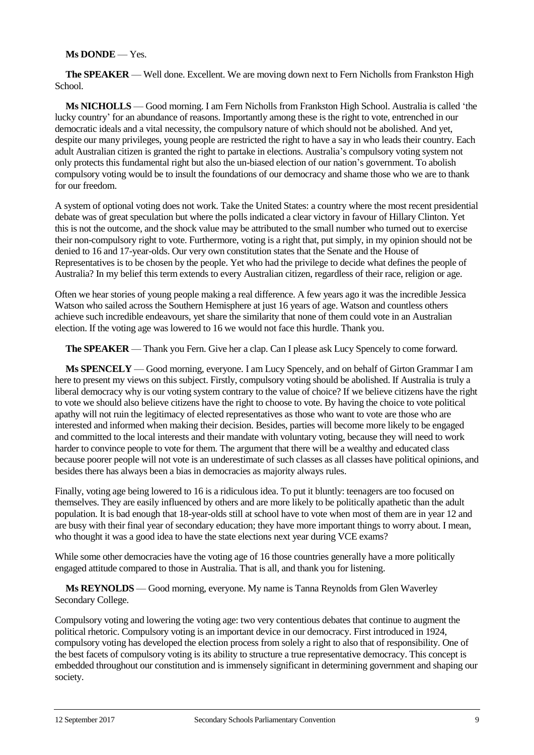**Ms DONDE** — Yes.

**The SPEAKER** — Well done. Excellent. We are moving down next to Fern Nicholls from Frankston High School.

**Ms NICHOLLS** — Good morning. I am Fern Nicholls from Frankston High School. Australia is called 'the lucky country' for an abundance of reasons. Importantly among these is the right to vote, entrenched in our democratic ideals and a vital necessity, the compulsory nature of which should not be abolished. And yet, despite our many privileges, young people are restricted the right to have a say in who leads their country. Each adult Australian citizen is granted the right to partake in elections. Australia's compulsory voting system not only protects this fundamental right but also the un-biased election of our nation's government. To abolish compulsory voting would be to insult the foundations of our democracy and shame those who we are to thank for our freedom.

A system of optional voting does not work. Take the United States: a country where the most recent presidential debate was of great speculation but where the polls indicated a clear victory in favour of Hillary Clinton. Yet this is not the outcome, and the shock value may be attributed to the small number who turned out to exercise their non-compulsory right to vote. Furthermore, voting is a right that, put simply, in my opinion should not be denied to 16 and 17-year-olds. Our very own constitution states that the Senate and the House of Representatives is to be chosen by the people. Yet who had the privilege to decide what defines the people of Australia? In my belief this term extends to every Australian citizen, regardless of their race, religion or age.

Often we hear stories of young people making a real difference. A few years ago it was the incredible Jessica Watson who sailed across the Southern Hemisphere at just 16 years of age. Watson and countless others achieve such incredible endeavours, yet share the similarity that none of them could vote in an Australian election. If the voting age was lowered to 16 we would not face this hurdle. Thank you.

**The SPEAKER** — Thank you Fern. Give her a clap. Can I please ask Lucy Spencely to come forward.

**Ms SPENCELY** — Good morning, everyone. I am Lucy Spencely, and on behalf of Girton Grammar I am here to present my views on this subject. Firstly, compulsory voting should be abolished. If Australia is truly a liberal democracy why is our voting system contrary to the value of choice? If we believe citizens have the right to vote we should also believe citizens have the right to choose to vote. By having the choice to vote political apathy will not ruin the legitimacy of elected representatives as those who want to vote are those who are interested and informed when making their decision. Besides, parties will become more likely to be engaged and committed to the local interests and their mandate with voluntary voting, because they will need to work harder to convince people to vote for them. The argument that there will be a wealthy and educated class because poorer people will not vote is an underestimate of such classes as all classes have political opinions, and besides there has always been a bias in democracies as majority always rules.

Finally, voting age being lowered to 16 is a ridiculous idea. To put it bluntly: teenagers are too focused on themselves. They are easily influenced by others and are more likely to be politically apathetic than the adult population. It is bad enough that 18-year-olds still at school have to vote when most of them are in year 12 and are busy with their final year of secondary education; they have more important things to worry about. I mean, who thought it was a good idea to have the state elections next year during VCE exams?

While some other democracies have the voting age of 16 those countries generally have a more politically engaged attitude compared to those in Australia. That is all, and thank you for listening.

**Ms REYNOLDS** — Good morning, everyone. My name is Tanna Reynolds from Glen Waverley Secondary College.

Compulsory voting and lowering the voting age: two very contentious debates that continue to augment the political rhetoric. Compulsory voting is an important device in our democracy. First introduced in 1924, compulsory voting has developed the election process from solely a right to also that of responsibility. One of the best facets of compulsory voting is its ability to structure a true representative democracy. This concept is embedded throughout our constitution and is immensely significant in determining government and shaping our society.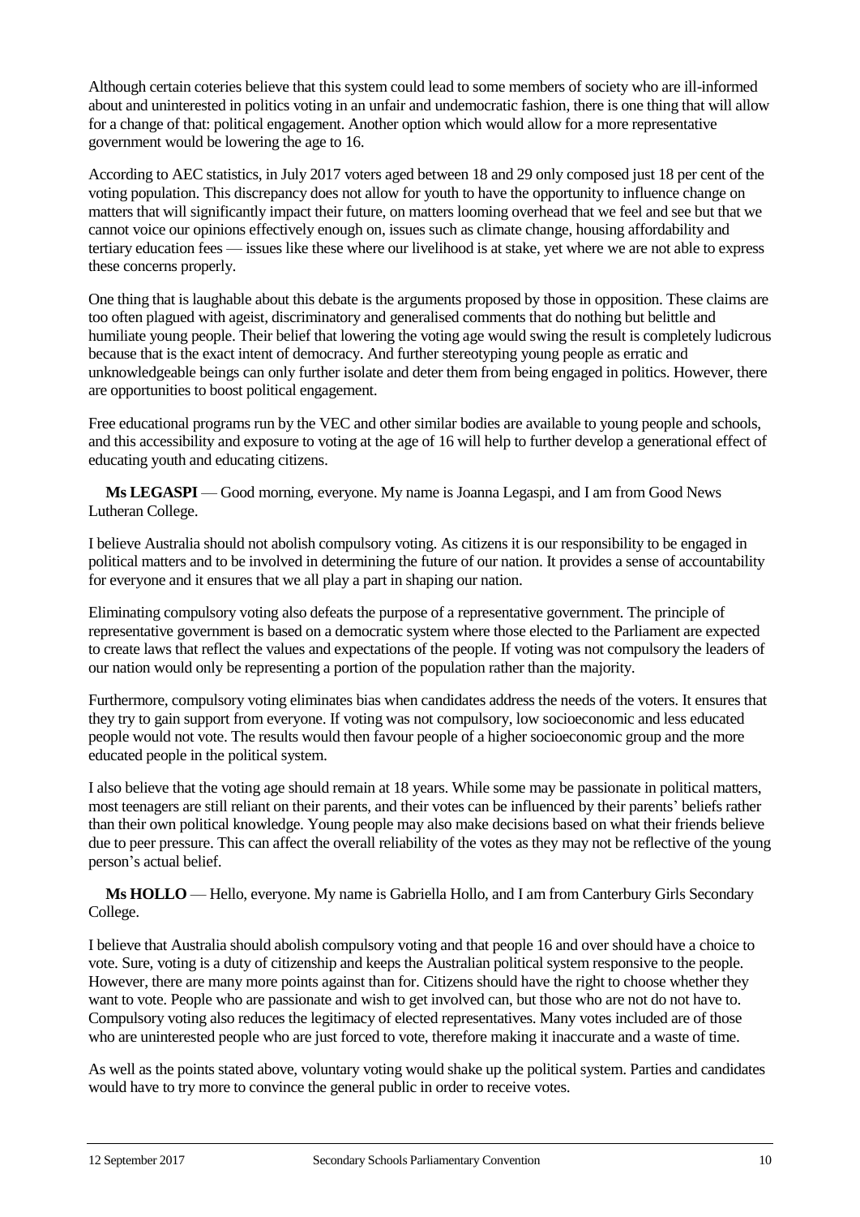Although certain coteries believe that this system could lead to some members of society who are ill-informed about and uninterested in politics voting in an unfair and undemocratic fashion, there is one thing that will allow for a change of that: political engagement. Another option which would allow for a more representative government would be lowering the age to 16.

According to AEC statistics, in July 2017 voters aged between 18 and 29 only composed just 18 per cent of the voting population. This discrepancy does not allow for youth to have the opportunity to influence change on matters that will significantly impact their future, on matters looming overhead that we feel and see but that we cannot voice our opinions effectively enough on, issues such as climate change, housing affordability and tertiary education fees — issues like these where our livelihood is at stake, yet where we are not able to express these concerns properly.

One thing that is laughable about this debate is the arguments proposed by those in opposition. These claims are too often plagued with ageist, discriminatory and generalised comments that do nothing but belittle and humiliate young people. Their belief that lowering the voting age would swing the result is completely ludicrous because that is the exact intent of democracy. And further stereotyping young people as erratic and unknowledgeable beings can only further isolate and deter them from being engaged in politics. However, there are opportunities to boost political engagement.

Free educational programs run by the VEC and other similar bodies are available to young people and schools, and this accessibility and exposure to voting at the age of 16 will help to further develop a generational effect of educating youth and educating citizens.

**Ms LEGASPI** — Good morning, everyone. My name is Joanna Legaspi, and I am from Good News Lutheran College.

I believe Australia should not abolish compulsory voting. As citizens it is our responsibility to be engaged in political matters and to be involved in determining the future of our nation. It provides a sense of accountability for everyone and it ensures that we all play a part in shaping our nation.

Eliminating compulsory voting also defeats the purpose of a representative government. The principle of representative government is based on a democratic system where those elected to the Parliament are expected to create laws that reflect the values and expectations of the people. If voting was not compulsory the leaders of our nation would only be representing a portion of the population rather than the majority.

Furthermore, compulsory voting eliminates bias when candidates address the needs of the voters. It ensures that they try to gain support from everyone. If voting was not compulsory, low socioeconomic and less educated people would not vote. The results would then favour people of a higher socioeconomic group and the more educated people in the political system.

I also believe that the voting age should remain at 18 years. While some may be passionate in political matters, most teenagers are still reliant on their parents, and their votes can be influenced by their parents' beliefs rather than their own political knowledge. Young people may also make decisions based on what their friends believe due to peer pressure. This can affect the overall reliability of the votes as they may not be reflective of the young person's actual belief.

**Ms HOLLO** — Hello, everyone. My name is Gabriella Hollo, and I am from Canterbury Girls Secondary College.

I believe that Australia should abolish compulsory voting and that people 16 and over should have a choice to vote. Sure, voting is a duty of citizenship and keeps the Australian political system responsive to the people. However, there are many more points against than for. Citizens should have the right to choose whether they want to vote. People who are passionate and wish to get involved can, but those who are not do not have to. Compulsory voting also reduces the legitimacy of elected representatives. Many votes included are of those who are uninterested people who are just forced to vote, therefore making it inaccurate and a waste of time.

As well as the points stated above, voluntary voting would shake up the political system. Parties and candidates would have to try more to convince the general public in order to receive votes.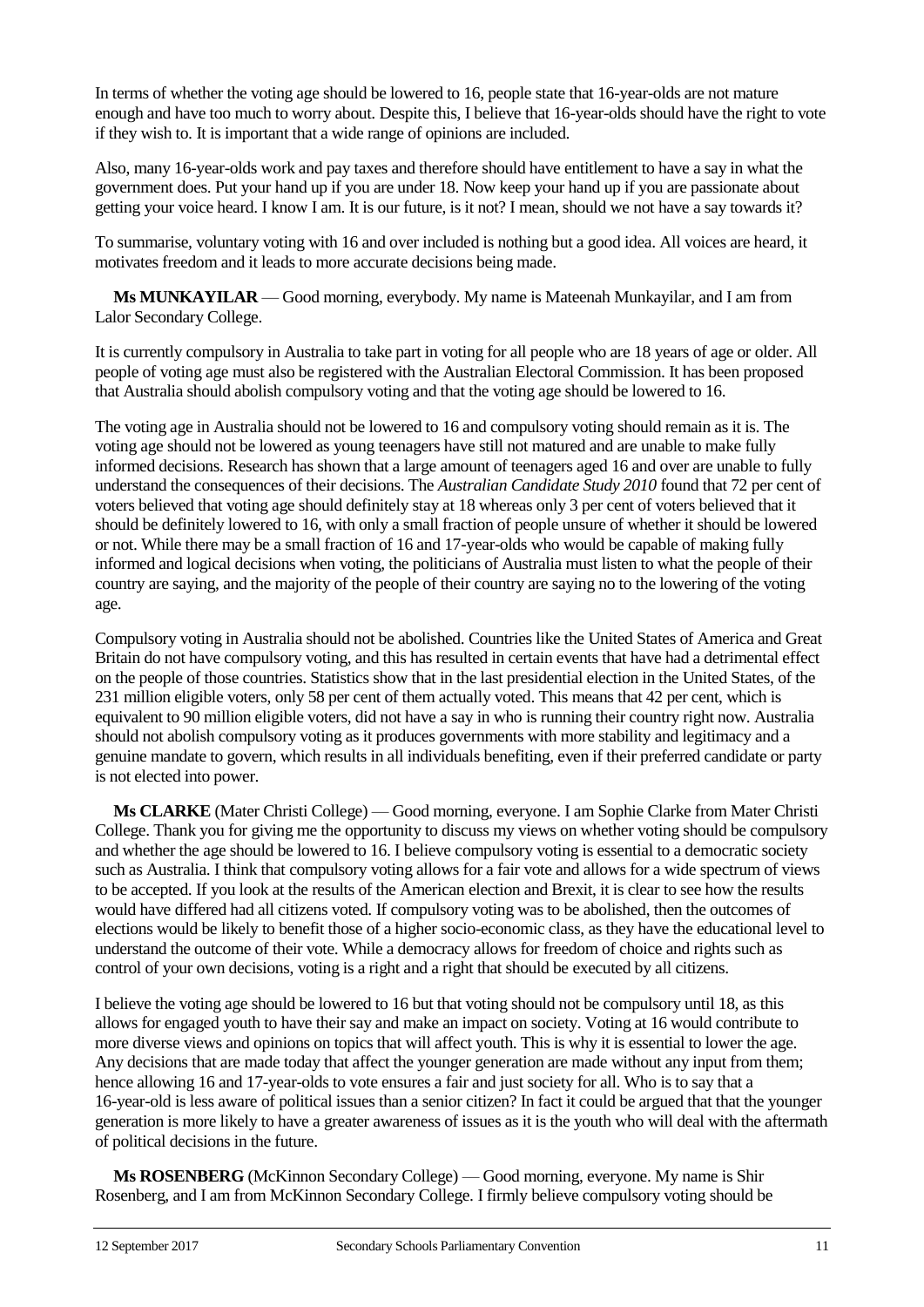In terms of whether the voting age should be lowered to 16, people state that 16-year-olds are not mature enough and have too much to worry about. Despite this, I believe that 16-year-olds should have the right to vote if they wish to. It is important that a wide range of opinions are included.

Also, many 16-year-olds work and pay taxes and therefore should have entitlement to have a say in what the government does. Put your hand up if you are under 18. Now keep your hand up if you are passionate about getting your voice heard. I know I am. It is our future, is it not? I mean, should we not have a say towards it?

To summarise, voluntary voting with 16 and over included is nothing but a good idea. All voices are heard, it motivates freedom and it leads to more accurate decisions being made.

**Ms MUNKAYILAR** — Good morning, everybody. My name is Mateenah Munkayilar, and I am from Lalor Secondary College.

It is currently compulsory in Australia to take part in voting for all people who are 18 years of age or older. All people of voting age must also be registered with the Australian Electoral Commission. It has been proposed that Australia should abolish compulsory voting and that the voting age should be lowered to 16.

The voting age in Australia should not be lowered to 16 and compulsory voting should remain as it is. The voting age should not be lowered as young teenagers have still not matured and are unable to make fully informed decisions. Research has shown that a large amount of teenagers aged 16 and over are unable to fully understand the consequences of their decisions. The *Australian Candidate Study 2010* found that 72 per cent of voters believed that voting age should definitely stay at 18 whereas only 3 per cent of voters believed that it should be definitely lowered to 16, with only a small fraction of people unsure of whether it should be lowered or not. While there may be a small fraction of 16 and 17-year-olds who would be capable of making fully informed and logical decisions when voting, the politicians of Australia must listen to what the people of their country are saying, and the majority of the people of their country are saying no to the lowering of the voting age.

Compulsory voting in Australia should not be abolished. Countries like the United States of America and Great Britain do not have compulsory voting, and this has resulted in certain events that have had a detrimental effect on the people of those countries. Statistics show that in the last presidential election in the United States, of the 231 million eligible voters, only 58 per cent of them actually voted. This means that 42 per cent, which is equivalent to 90 million eligible voters, did not have a say in who is running their country right now. Australia should not abolish compulsory voting as it produces governments with more stability and legitimacy and a genuine mandate to govern, which results in all individuals benefiting, even if their preferred candidate or party is not elected into power.

**Ms CLARKE** (Mater Christi College) — Good morning, everyone. I am Sophie Clarke from Mater Christi College. Thank you for giving me the opportunity to discuss my views on whether voting should be compulsory and whether the age should be lowered to 16. I believe compulsory voting is essential to a democratic society such as Australia. I think that compulsory voting allows for a fair vote and allows for a wide spectrum of views to be accepted. If you look at the results of the American election and Brexit, it is clear to see how the results would have differed had all citizens voted. If compulsory voting was to be abolished, then the outcomes of elections would be likely to benefit those of a higher socio-economic class, as they have the educational level to understand the outcome of their vote. While a democracy allows for freedom of choice and rights such as control of your own decisions, voting is a right and a right that should be executed by all citizens.

I believe the voting age should be lowered to 16 but that voting should not be compulsory until 18, as this allows for engaged youth to have their say and make an impact on society. Voting at 16 would contribute to more diverse views and opinions on topics that will affect youth. This is why it is essential to lower the age. Any decisions that are made today that affect the younger generation are made without any input from them; hence allowing 16 and 17-year-olds to vote ensures a fair and just society for all. Who is to say that a 16-year-old is less aware of political issues than a senior citizen? In fact it could be argued that that the younger generation is more likely to have a greater awareness of issues as it is the youth who will deal with the aftermath of political decisions in the future.

**Ms ROSENBERG** (McKinnon Secondary College) — Good morning, everyone. My name is Shir Rosenberg, and I am from McKinnon Secondary College. I firmly believe compulsory voting should be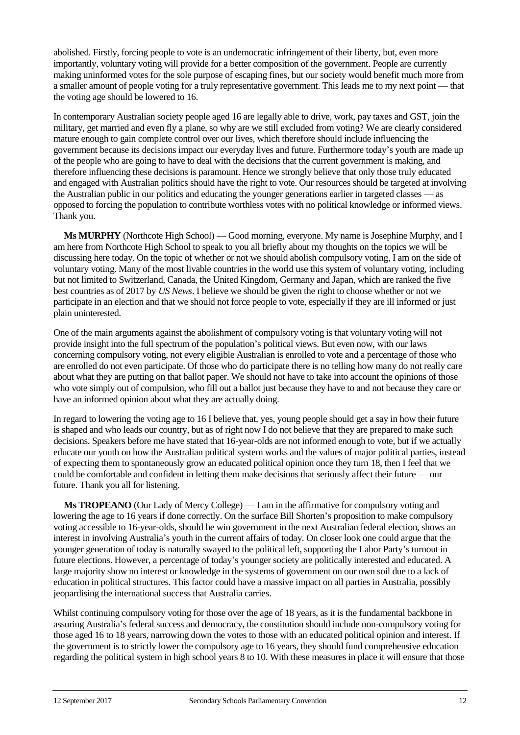abolished. Firstly, forcing people to vote is an undemocratic infringement of their liberty, but, even more importantly, voluntary voting will provide for a better composition of the government. People are currently making uninformed votes for the sole purpose of escaping fines, but our society would benefit much more from a smaller amount of people voting for a truly representative government. This leads me to my next point — that the voting age should be lowered to 16.

In contemporary Australian society people aged 16 are legally able to drive, work, pay taxes and GST, join the military, get married and even fly a plane, so why are we still excluded from voting? We are clearly considered mature enough to gain complete control over our lives, which therefore should include influencing the government because its decisions impact our everyday lives and future. Furthermore today's youth are made up of the people who are going to have to deal with the decisions that the current government is making, and therefore influencing these decisions is paramount. Hence we strongly believe that only those truly educated and engaged with Australian politics should have the right to vote. Our resources should be targeted at involving the Australian public in our politics and educating the younger generations earlier in targeted classes — as opposed to forcing the population to contribute worthless votes with no political knowledge or informed views. Thank you.

**Ms MURPHY** (Northcote High School) — Good morning, everyone. My name is Josephine Murphy, and I am here from Northcote High School to speak to you all briefly about my thoughts on the topics we will be discussing here today. On the topic of whether or not we should abolish compulsory voting, I am on the side of voluntary voting. Many of the most livable countries in the world use this system of voluntary voting, including but not limited to Switzerland, Canada, the United Kingdom, Germany and Japan, which are ranked the five best countries as of 2017 by *US News*. I believe we should be given the right to choose whether or not we participate in an election and that we should not force people to vote, especially if they are ill informed or just plain uninterested.

One of the main arguments against the abolishment of compulsory voting is that voluntary voting will not provide insight into the full spectrum of the population's political views. But even now, with our laws concerning compulsory voting, not every eligible Australian is enrolled to vote and a percentage of those who are enrolled do not even participate. Of those who do participate there is no telling how many do not really care about what they are putting on that ballot paper. We should not have to take into account the opinions of those who vote simply out of compulsion, who fill out a ballot just because they have to and not because they care or have an informed opinion about what they are actually doing.

In regard to lowering the voting age to 16 I believe that, yes, young people should get a say in how their future is shaped and who leads our country, but as of right now I do not believe that they are prepared to make such decisions. Speakers before me have stated that 16-year-olds are not informed enough to vote, but if we actually educate our youth on how the Australian political system works and the values of major political parties, instead of expecting them to spontaneously grow an educated political opinion once they turn 18, then I feel that we could be comfortable and confident in letting them make decisions that seriously affect their future — our future. Thank you all for listening.

**Ms TROPEANO** (Our Lady of Mercy College) — I am in the affirmative for compulsory voting and lowering the age to 16 years if done correctly. On the surface Bill Shorten's proposition to make compulsory voting accessible to 16-year-olds, should he win government in the next Australian federal election, shows an interest in involving Australia's youth in the current affairs of today. On closer look one could argue that the younger generation of today is naturally swayed to the political left, supporting the Labor Party's turnout in future elections. However, a percentage of today's younger society are politically interested and educated. A large majority show no interest or knowledge in the systems of government on our own soil due to a lack of education in political structures. This factor could have a massive impact on all parties in Australia, possibly jeopardising the international success that Australia carries.

Whilst continuing compulsory voting for those over the age of 18 years, as it is the fundamental backbone in assuring Australia's federal success and democracy, the constitution should include non-compulsory voting for those aged 16 to 18 years, narrowing down the votes to those with an educated political opinion and interest. If the government is to strictly lower the compulsory age to 16 years, they should fund comprehensive education regarding the political system in high school years 8 to 10. With these measures in place it will ensure that those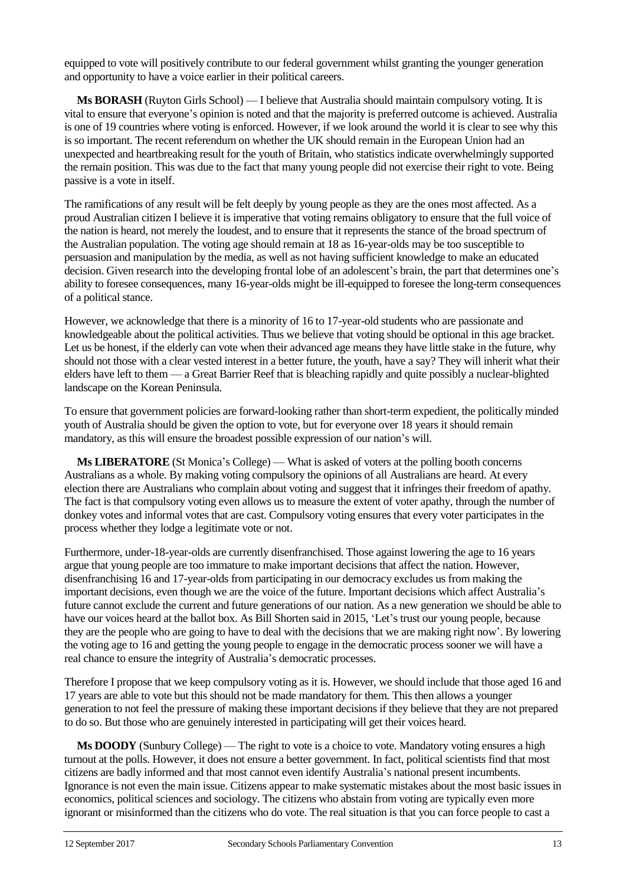equipped to vote will positively contribute to our federal government whilst granting the younger generation and opportunity to have a voice earlier in their political careers.

**Ms BORASH** (Ruyton Girls School) — I believe that Australia should maintain compulsory voting. It is vital to ensure that everyone's opinion is noted and that the majority is preferred outcome is achieved. Australia is one of 19 countries where voting is enforced. However, if we look around the world it is clear to see why this is so important. The recent referendum on whether the UK should remain in the European Union had an unexpected and heartbreaking result for the youth of Britain, who statistics indicate overwhelmingly supported the remain position. This was due to the fact that many young people did not exercise their right to vote. Being passive is a vote in itself.

The ramifications of any result will be felt deeply by young people as they are the ones most affected. As a proud Australian citizen I believe it is imperative that voting remains obligatory to ensure that the full voice of the nation is heard, not merely the loudest, and to ensure that it represents the stance of the broad spectrum of the Australian population. The voting age should remain at 18 as 16-year-olds may be too susceptible to persuasion and manipulation by the media, as well as not having sufficient knowledge to make an educated decision. Given research into the developing frontal lobe of an adolescent's brain, the part that determines one's ability to foresee consequences, many 16-year-olds might be ill-equipped to foresee the long-term consequences of a political stance.

However, we acknowledge that there is a minority of 16 to 17-year-old students who are passionate and knowledgeable about the political activities. Thus we believe that voting should be optional in this age bracket. Let us be honest, if the elderly can vote when their advanced age means they have little stake in the future, why should not those with a clear vested interest in a better future, the youth, have a say? They will inherit what their elders have left to them — a Great Barrier Reef that is bleaching rapidly and quite possibly a nuclear-blighted landscape on the Korean Peninsula.

To ensure that government policies are forward-looking rather than short-term expedient, the politically minded youth of Australia should be given the option to vote, but for everyone over 18 years it should remain mandatory, as this will ensure the broadest possible expression of our nation's will.

**Ms LIBERATORE** (St Monica's College) — What is asked of voters at the polling booth concerns Australians as a whole. By making voting compulsory the opinions of all Australians are heard. At every election there are Australians who complain about voting and suggest that it infringes their freedom of apathy. The fact is that compulsory voting even allows us to measure the extent of voter apathy, through the number of donkey votes and informal votes that are cast. Compulsory voting ensures that every voter participates in the process whether they lodge a legitimate vote or not.

Furthermore, under-18-year-olds are currently disenfranchised. Those against lowering the age to 16 years argue that young people are too immature to make important decisions that affect the nation. However, disenfranchising 16 and 17-year-olds from participating in our democracy excludes us from making the important decisions, even though we are the voice of the future. Important decisions which affect Australia's future cannot exclude the current and future generations of our nation. As a new generation we should be able to have our voices heard at the ballot box. As Bill Shorten said in 2015, 'Let's trust our young people, because they are the people who are going to have to deal with the decisions that we are making right now'. By lowering the voting age to 16 and getting the young people to engage in the democratic process sooner we will have a real chance to ensure the integrity of Australia's democratic processes.

Therefore I propose that we keep compulsory voting as it is. However, we should include that those aged 16 and 17 years are able to vote but this should not be made mandatory for them. This then allows a younger generation to not feel the pressure of making these important decisions if they believe that they are not prepared to do so. But those who are genuinely interested in participating will get their voices heard.

**Ms DOODY** (Sunbury College) — The right to vote is a choice to vote. Mandatory voting ensures a high turnout at the polls. However, it does not ensure a better government. In fact, political scientists find that most citizens are badly informed and that most cannot even identify Australia's national present incumbents. Ignorance is not even the main issue. Citizens appear to make systematic mistakes about the most basic issues in economics, political sciences and sociology. The citizens who abstain from voting are typically even more ignorant or misinformed than the citizens who do vote. The real situation is that you can force people to cast a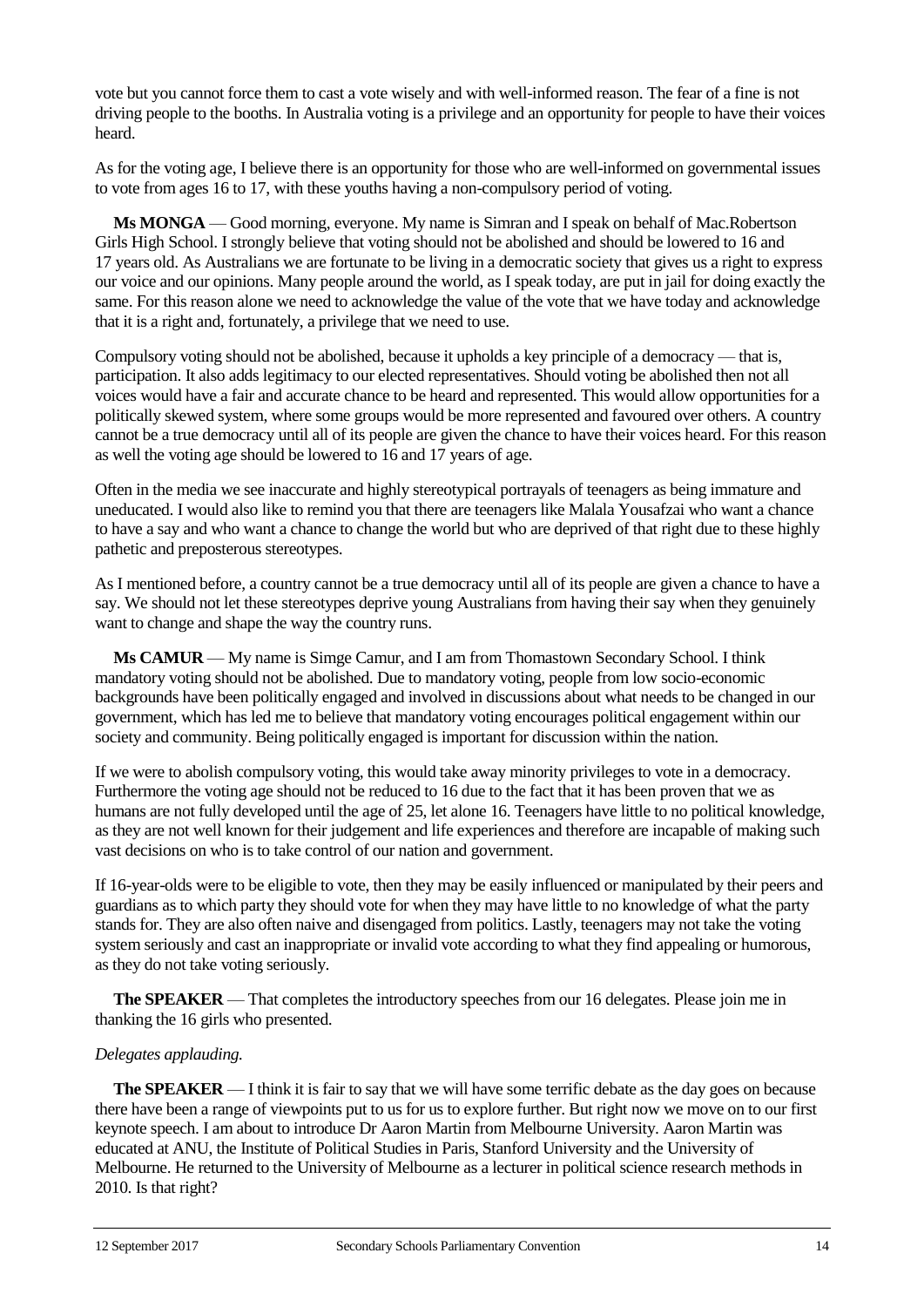vote but you cannot force them to cast a vote wisely and with well-informed reason. The fear of a fine is not driving people to the booths. In Australia voting is a privilege and an opportunity for people to have their voices heard.

As for the voting age, I believe there is an opportunity for those who are well-informed on governmental issues to vote from ages 16 to 17, with these youths having a non-compulsory period of voting.

**Ms MONGA** — Good morning, everyone. My name is Simran and I speak on behalf of Mac.Robertson Girls High School. I strongly believe that voting should not be abolished and should be lowered to 16 and 17 years old. As Australians we are fortunate to be living in a democratic society that gives us a right to express our voice and our opinions. Many people around the world, as I speak today, are put in jail for doing exactly the same. For this reason alone we need to acknowledge the value of the vote that we have today and acknowledge that it is a right and, fortunately, a privilege that we need to use.

Compulsory voting should not be abolished, because it upholds a key principle of a democracy — that is, participation. It also adds legitimacy to our elected representatives. Should voting be abolished then not all voices would have a fair and accurate chance to be heard and represented. This would allow opportunities for a politically skewed system, where some groups would be more represented and favoured over others. A country cannot be a true democracy until all of its people are given the chance to have their voices heard. For this reason as well the voting age should be lowered to 16 and 17 years of age.

Often in the media we see inaccurate and highly stereotypical portrayals of teenagers as being immature and uneducated. I would also like to remind you that there are teenagers like Malala Yousafzai who want a chance to have a say and who want a chance to change the world but who are deprived of that right due to these highly pathetic and preposterous stereotypes.

As I mentioned before, a country cannot be a true democracy until all of its people are given a chance to have a say. We should not let these stereotypes deprive young Australians from having their say when they genuinely want to change and shape the way the country runs.

**Ms CAMUR** — My name is Simge Camur, and I am from Thomastown Secondary School. I think mandatory voting should not be abolished. Due to mandatory voting, people from low socio-economic backgrounds have been politically engaged and involved in discussions about what needs to be changed in our government, which has led me to believe that mandatory voting encourages political engagement within our society and community. Being politically engaged is important for discussion within the nation.

If we were to abolish compulsory voting, this would take away minority privileges to vote in a democracy. Furthermore the voting age should not be reduced to 16 due to the fact that it has been proven that we as humans are not fully developed until the age of 25, let alone 16. Teenagers have little to no political knowledge, as they are not well known for their judgement and life experiences and therefore are incapable of making such vast decisions on who is to take control of our nation and government.

If 16-year-olds were to be eligible to vote, then they may be easily influenced or manipulated by their peers and guardians as to which party they should vote for when they may have little to no knowledge of what the party stands for. They are also often naive and disengaged from politics. Lastly, teenagers may not take the voting system seriously and cast an inappropriate or invalid vote according to what they find appealing or humorous, as they do not take voting seriously.

**The SPEAKER** — That completes the introductory speeches from our 16 delegates. Please join me in thanking the 16 girls who presented.

*Delegates applauding.*

**The SPEAKER** — I think it is fair to say that we will have some terrific debate as the day goes on because there have been a range of viewpoints put to us for us to explore further. But right now we move on to our first keynote speech. I am about to introduce Dr Aaron Martin from Melbourne University. Aaron Martin was educated at ANU, the Institute of Political Studies in Paris, Stanford University and the University of Melbourne. He returned to the University of Melbourne as a lecturer in political science research methods in 2010. Is that right?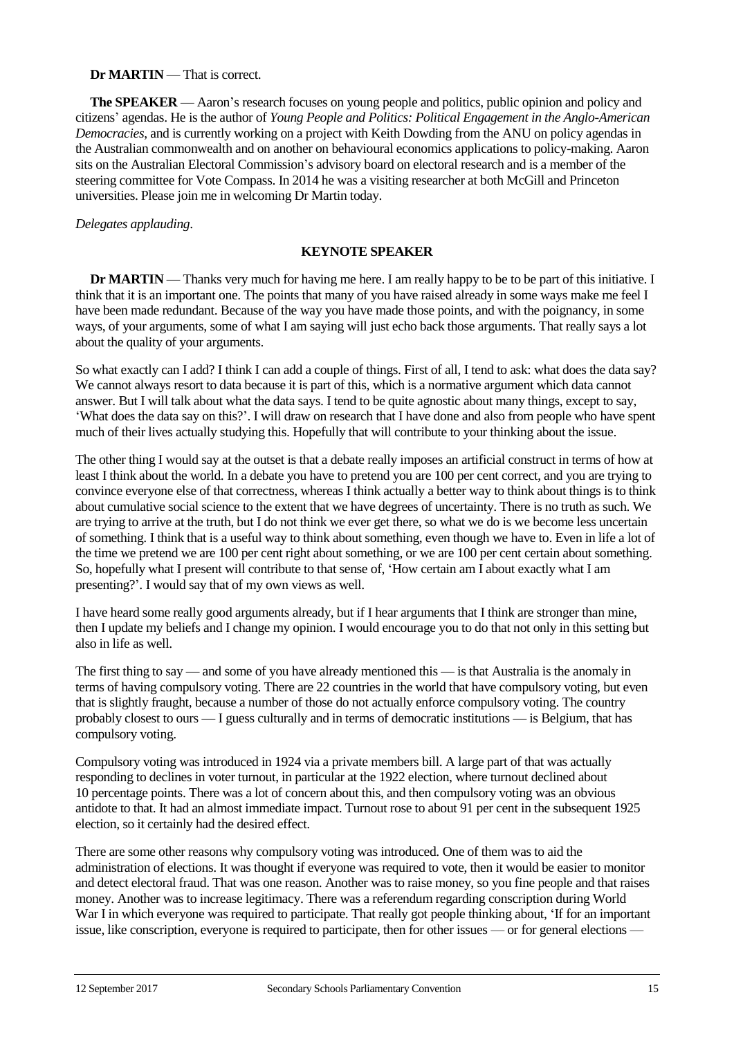**Dr MARTIN** — That is correct.

**The SPEAKER** — Aaron's research focuses on young people and politics, public opinion and policy and citizens' agendas. He is the author of *Young People and Politics: Political Engagement in the Anglo-American Democracies*, and is currently working on a project with Keith Dowding from the ANU on policy agendas in the Australian commonwealth and on another on behavioural economics applications to policy-making. Aaron sits on the Australian Electoral Commission's advisory board on electoral research and is a member of the steering committee for Vote Compass. In 2014 he was a visiting researcher at both McGill and Princeton universities. Please join me in welcoming Dr Martin today.

*Delegates applauding.*

## KEYNOTE SPEAKER

**Dr MARTIN** — Thanks very much for having me here. I am really happy to be to be part of this initiative. I think that it is an important one. The points that many of you have raised already in some ways make me feel I have been made redundant. Because of the way you have made those points, and with the poignancy, in some ways, of your arguments, some of what I am saying will just echo back those arguments. That really says a lot about the quality of your arguments.

So what exactly can I add? I think I can add a couple of things. First of all, I tend to ask: what does the data say? We cannot always resort to data because it is part of this, which is a normative argument which data cannot answer. But I will talk about what the data says. I tend to be quite agnostic about many things, except to say, 'What does the data say on this?'. I will draw on research that I have done and also from people who have spent much of their lives actually studying this. Hopefully that will contribute to your thinking about the issue.

The other thing I would say at the outset is that a debate really imposes an artificial construct in terms of how at least I think about the world. In a debate you have to pretend you are 100 per cent correct, and you are trying to convince everyone else of that correctness, whereas I think actually a better way to think about things is to think about cumulative social science to the extent that we have degrees of uncertainty. There is no truth as such. We are trying to arrive at the truth, but I do not think we ever get there, so what we do is we become less uncertain of something. I think that is a useful way to think about something, even though we have to. Even in life a lot of the time we pretend we are 100 per cent right about something, or we are 100 per cent certain about something. So, hopefully what I present will contribute to that sense of, 'How certain am I about exactly what I am presenting?'. I would say that of my own views as well.

I have heard some really good arguments already, but if I hear arguments that I think are stronger than mine, then I update my beliefs and I change my opinion. I would encourage you to do that not only in this setting but also in life as well.

The first thing to say — and some of you have already mentioned this — is that Australia is the anomaly in terms of having compulsory voting. There are 22 countries in the world that have compulsory voting, but even that is slightly fraught, because a number of those do not actually enforce compulsory voting. The country probably closest to ours — I guess culturally and in terms of democratic institutions — is Belgium, that has compulsory voting.

Compulsory voting was introduced in 1924 via a private members bill. A large part of that was actually responding to declines in voter turnout, in particular at the 1922 election, where turnout declined about 10 percentage points. There was a lot of concern about this, and then compulsory voting was an obvious antidote to that. It had an almost immediate impact. Turnout rose to about 91 per cent in the subsequent 1925 election, so it certainly had the desired effect.

There are some other reasons why compulsory voting was introduced. One of them was to aid the administration of elections. It was thought if everyone was required to vote, then it would be easier to monitor and detect electoral fraud. That was one reason. Another was to raise money, so you fine people and that raises money. Another was to increase legitimacy. There was a referendum regarding conscription during World War I in which everyone was required to participate. That really got people thinking about, 'If for an important issue, like conscription, everyone is required to participate, then for other issues — or for general elections —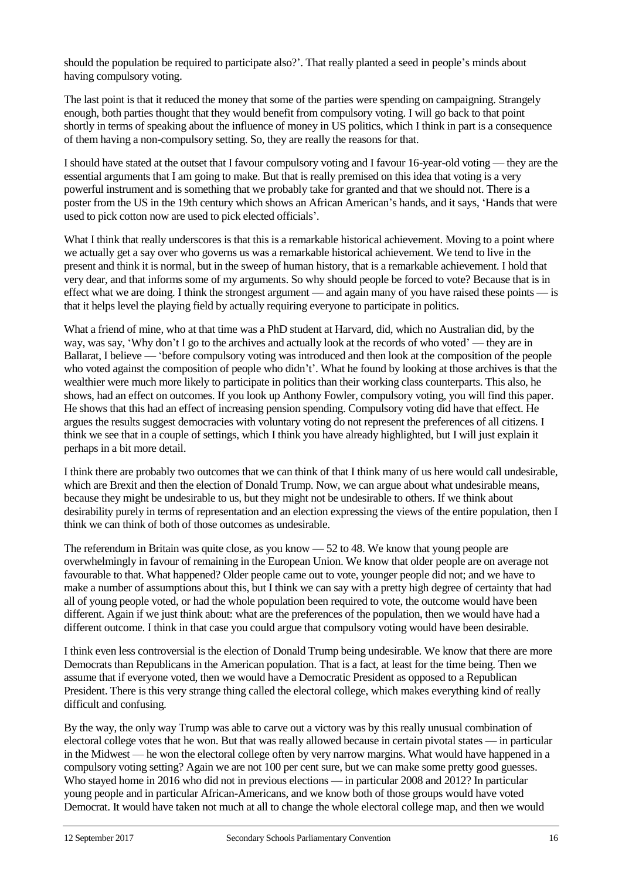should the population be required to participate also?'. That really planted a seed in people's minds about having compulsory voting.

The last point is that it reduced the money that some of the parties were spending on campaigning. Strangely enough, both parties thought that they would benefit from compulsory voting. I will go back to that point shortly in terms of speaking about the influence of money in US politics, which I think in part is a consequence of them having a non-compulsory setting. So, they are really the reasons for that.

I should have stated at the outset that I favour compulsory voting and I favour 16-year-old voting — they are the essential arguments that I am going to make. But that is really premised on this idea that voting is a very powerful instrument and is something that we probably take for granted and that we should not. There is a poster from the US in the 19th century which shows an African American's hands, and it says, 'Hands that were used to pick cotton now are used to pick elected officials'.

What I think that really underscores is that this is a remarkable historical achievement. Moving to a point where we actually get a say over who governs us was a remarkable historical achievement. We tend to live in the present and think it is normal, but in the sweep of human history, that is a remarkable achievement. I hold that very dear, and that informs some of my arguments. So why should people be forced to vote? Because that is in effect what we are doing. I think the strongest argument — and again many of you have raised these points — is that it helps level the playing field by actually requiring everyone to participate in politics.

What a friend of mine, who at that time was a PhD student at Harvard, did, which no Australian did, by the way, was say, 'Why don't I go to the archives and actually look at the records of who voted' — they are in Ballarat, I believe — 'before compulsory voting was introduced and then look at the composition of the people who voted against the composition of people who didn't'. What he found by looking at those archives is that the wealthier were much more likely to participate in politics than their working class counterparts. This also, he shows, had an effect on outcomes. If you look up Anthony Fowler, compulsory voting, you will find this paper. He shows that this had an effect of increasing pension spending. Compulsory voting did have that effect. He argues the results suggest democracies with voluntary voting do not represent the preferences of all citizens. I think we see that in a couple of settings, which I think you have already highlighted, but I will just explain it perhaps in a bit more detail.

I think there are probably two outcomes that we can think of that I think many of us here would call undesirable, which are Brexit and then the election of Donald Trump. Now, we can argue about what undesirable means, because they might be undesirable to us, but they might not be undesirable to others. If we think about desirability purely in terms of representation and an election expressing the views of the entire population, then I think we can think of both of those outcomes as undesirable.

The referendum in Britain was quite close, as you know — 52 to 48. We know that young people are overwhelmingly in favour of remaining in the European Union. We know that older people are on average not favourable to that. What happened? Older people came out to vote, younger people did not; and we have to make a number of assumptions about this, but I think we can say with a pretty high degree of certainty that had all of young people voted, or had the whole population been required to vote, the outcome would have been different. Again if we just think about: what are the preferences of the population, then we would have had a different outcome. I think in that case you could argue that compulsory voting would have been desirable.

I think even less controversial is the election of Donald Trump being undesirable. We know that there are more Democrats than Republicans in the American population. That is a fact, at least for the time being. Then we assume that if everyone voted, then we would have a Democratic President as opposed to a Republican President. There is this very strange thing called the electoral college, which makes everything kind of really difficult and confusing.

By the way, the only way Trump was able to carve out a victory was by this really unusual combination of electoral college votes that he won. But that was really allowed because in certain pivotal states — in particular in the Midwest — he won the electoral college often by very narrow margins. What would have happened in a compulsory voting setting? Again we are not 100 per cent sure, but we can make some pretty good guesses. Who stayed home in 2016 who did not in previous elections — in particular 2008 and 2012? In particular young people and in particular African-Americans, and we know both of those groups would have voted Democrat. It would have taken not much at all to change the whole electoral college map, and then we would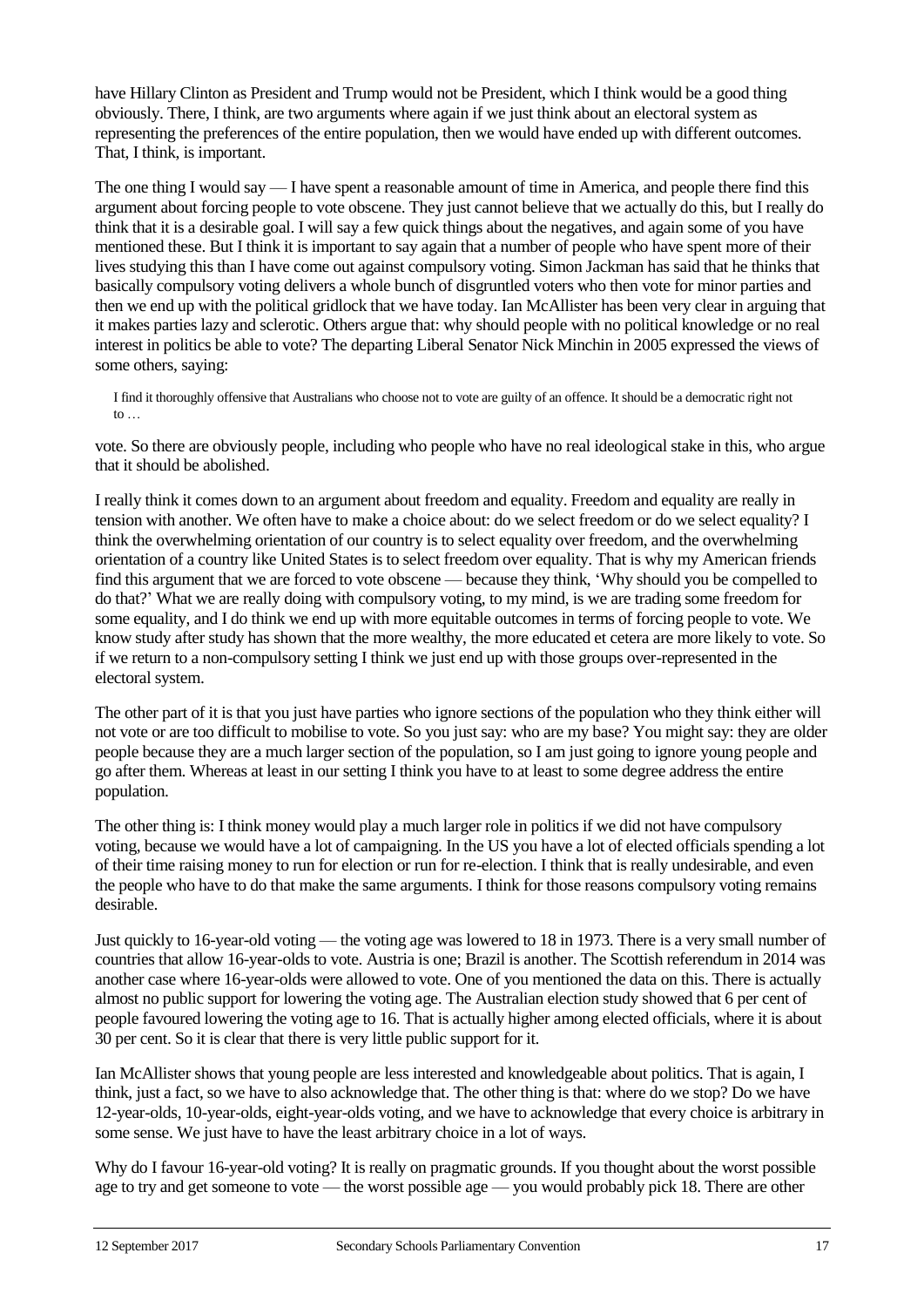have Hillary Clinton as President and Trump would not be President, which I think would be a good thing obviously. There, I think, are two arguments where again if we just think about an electoral system as representing the preferences of the entire population, then we would have ended up with different outcomes. That, I think, is important.

The one thing I would say — I have spent a reasonable amount of time in America, and people there find this argument about forcing people to vote obscene. They just cannot believe that we actually do this, but I really do think that it is a desirable goal. I will say a few quick things about the negatives, and again some of you have mentioned these. But I think it is important to say again that a number of people who have spent more of their lives studying this than I have come out against compulsory voting. Simon Jackman has said that he thinks that basically compulsory voting delivers a whole bunch of disgruntled voters who then vote for minor parties and then we end up with the political gridlock that we have today. Ian McAllister has been very clear in arguing that it makes parties lazy and sclerotic. Others argue that: why should people with no political knowledge or no real interest in politics be able to vote? The departing Liberal Senator Nick Minchin in 2005 expressed the views of some others, saying:

> I find it thoroughly offensive that Australians who choose not to vote are guilty of an offence. It should be a democratic right not to …

vote. So there are obviously people, including who people who have no real ideological stake in this, who argue that it should be abolished.

I really think it comes down to an argument about freedom and equality. Freedom and equality are really in tension with another. We often have to make a choice about: do we select freedom or do we select equality? I think the overwhelming orientation of our country is to select equality over freedom, and the overwhelming orientation of a country like United States is to select freedom over equality. That is why my American friends find this argument that we are forced to vote obscene — because they think, 'Why should you be compelled to do that?' What we are really doing with compulsory voting, to my mind, is we are trading some freedom for some equality, and I do think we end up with more equitable outcomes in terms of forcing people to vote. We know study after study has shown that the more wealthy, the more educated et cetera are more likely to vote. So if we return to a non-compulsory setting I think we just end up with those groups over-represented in the electoral system.

The other part of it is that you just have parties who ignore sections of the population who they think either will not vote or are too difficult to mobilise to vote. So you just say: who are my base? You might say: they are older people because they are a much larger section of the population, so I am just going to ignore young people and go after them. Whereas at least in our setting I think you have to at least to some degree address the entire population.

The other thing is: I think money would play a much larger role in politics if we did not have compulsory voting, because we would have a lot of campaigning. In the US you have a lot of elected officials spending a lot of their time raising money to run for election or run for re-election. I think that is really undesirable, and even the people who have to do that make the same arguments. I think for those reasons compulsory voting remains desirable.

Just quickly to 16-year-old voting — the voting age was lowered to 18 in 1973. There is a very small number of countries that allow 16-year-olds to vote. Austria is one; Brazil is another. The Scottish referendum in 2014 was another case where 16-year-olds were allowed to vote. One of you mentioned the data on this. There is actually almost no public support for lowering the voting age. The Australian election study showed that 6 per cent of people favoured lowering the voting age to 16. That is actually higher among elected officials, where it is about 30 per cent. So it is clear that there is very little public support for it.

Ian McAllister shows that young people are less interested and knowledgeable about politics. That is again, I think, just a fact, so we have to also acknowledge that. The other thing is that: where do we stop? Do we have 12-year-olds, 10-year-olds, eight-year-olds voting, and we have to acknowledge that every choice is arbitrary in some sense. We just have to have the least arbitrary choice in a lot of ways.

Why do I favour 16-year-old voting? It is really on pragmatic grounds. If you thought about the worst possible age to try and get someone to vote — the worst possible age — you would probably pick 18. There are other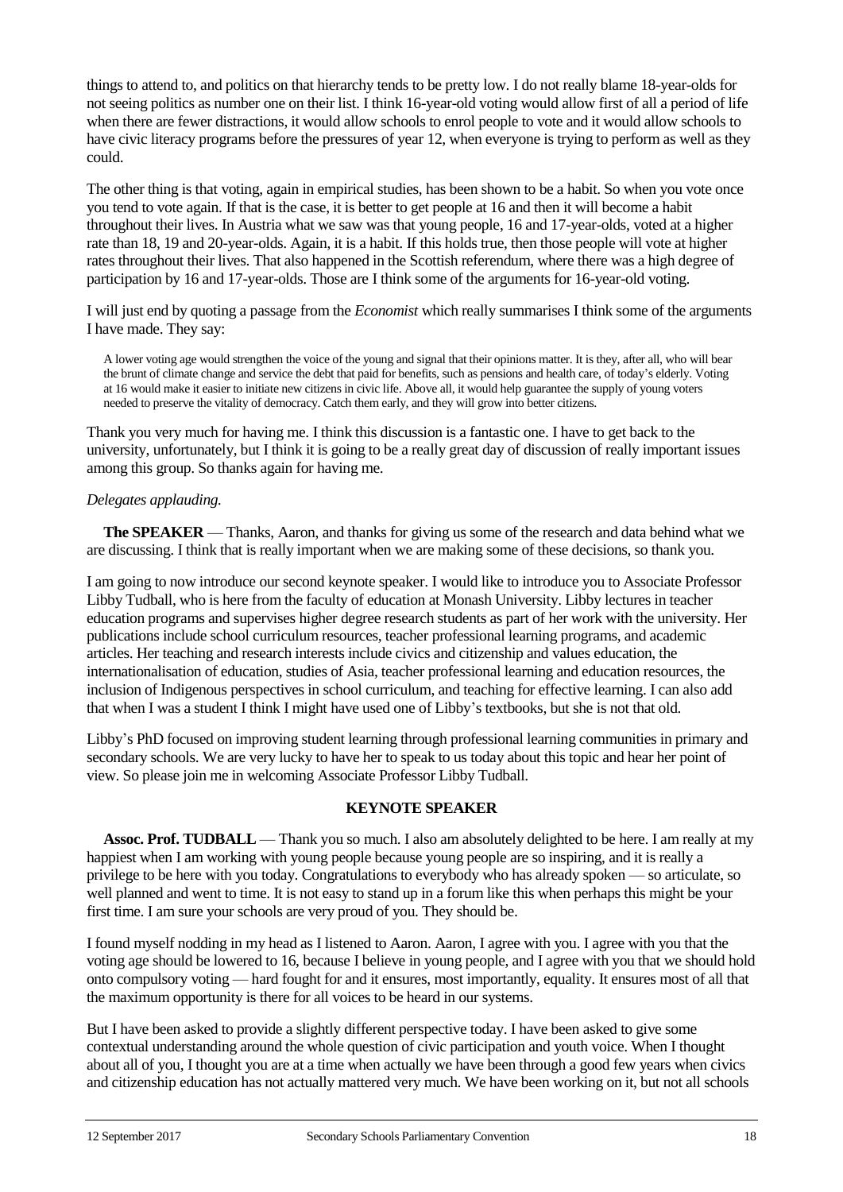things to attend to, and politics on that hierarchy tends to be pretty low. I do not really blame 18-year-olds for not seeing politics as number one on their list. I think 16-year-old voting would allow first of all a period of life when there are fewer distractions, it would allow schools to enrol people to vote and it would allow schools to have civic literacy programs before the pressures of year 12, when everyone is trying to perform as well as they could.

The other thing is that voting, again in empirical studies, has been shown to be a habit. So when you vote once you tend to vote again. If that is the case, it is better to get people at 16 and then it will become a habit throughout their lives. In Austria what we saw was that young people, 16 and 17-year-olds, voted at a higher rate than 18, 19 and 20-year-olds. Again, it is a habit. If this holds true, then those people will vote at higher rates throughout their lives. That also happened in the Scottish referendum, where there was a high degree of participation by 16 and 17-year-olds. Those are I think some of the arguments for 16-year-old voting.

I will just end by quoting a passage from the *Economist* which really summarises I think some of the arguments I have made. They say:

> A lower voting age would strengthen the voice of the young and signal that their opinions matter. It is they, after all, who will bear the brunt of climate change and service the debt that paid for benefits, such as pensions and health care, of today's elderly. Voting at 16 would make it easier to initiate new citizens in civic life. Above all, it would help guarantee the supply of young voters needed to preserve the vitality of democracy. Catch them early, and they will grow into better citizens.

Thank you very much for having me. I think this discussion is a fantastic one. I have to get back to the university, unfortunately, but I think it is going to be a really great day of discussion of really important issues among this group. So thanks again for having me.

*Delegates applauding.*

**The SPEAKER** — Thanks, Aaron, and thanks for giving us some of the research and data behind what we are discussing. I think that is really important when we are making some of these decisions, so thank you.

I am going to now introduce our second keynote speaker. I would like to introduce you to Associate Professor Libby Tudball, who is here from the faculty of education at Monash University. Libby lectures in teacher education programs and supervises higher degree research students as part of her work with the university. Her publications include school curriculum resources, teacher professional learning programs, and academic articles. Her teaching and research interests include civics and citizenship and values education, the internationalisation of education, studies of Asia, teacher professional learning and education resources, the inclusion of Indigenous perspectives in school curriculum, and teaching for effective learning. I can also add that when I was a student I think I might have used one of Libby's textbooks, but she is not that old.

Libby's PhD focused on improving student learning through professional learning communities in primary and secondary schools. We are very lucky to have her to speak to us today about this topic and hear her point of view. So please join me in welcoming Associate Professor Libby Tudball.

## KEYNOTE SPEAKER

**Assoc. Prof. TUDBALL** — Thank you so much. I also am absolutely delighted to be here. I am really at my happiest when I am working with young people because young people are so inspiring, and it is really a privilege to be here with you today. Congratulations to everybody who has already spoken — so articulate, so well planned and went to time. It is not easy to stand up in a forum like this when perhaps this might be your first time. I am sure your schools are very proud of you. They should be.

I found myself nodding in my head as I listened to Aaron. Aaron, I agree with you. I agree with you that the voting age should be lowered to 16, because I believe in young people, and I agree with you that we should hold onto compulsory voting — hard fought for and it ensures, most importantly, equality. It ensures most of all that the maximum opportunity is there for all voices to be heard in our systems.

But I have been asked to provide a slightly different perspective today. I have been asked to give some contextual understanding around the whole question of civic participation and youth voice. When I thought about all of you, I thought you are at a time when actually we have been through a good few years when civics and citizenship education has not actually mattered very much. We have been working on it, but not all schools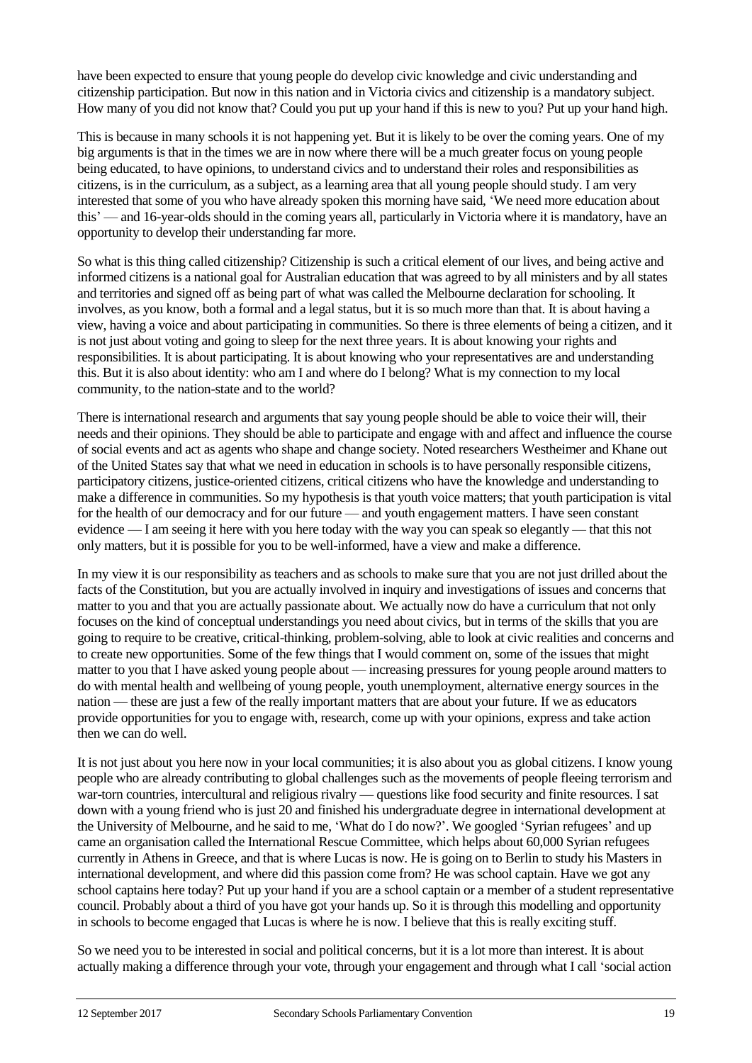have been expected to ensure that young people do develop civic knowledge and civic understanding and citizenship participation. But now in this nation and in Victoria civics and citizenship is a mandatory subject. How many of you did not know that? Could you put up your hand if this is new to you? Put up your hand high.

This is because in many schools it is not happening yet. But it is likely to be over the coming years. One of my big arguments is that in the times we are in now where there will be a much greater focus on young people being educated, to have opinions, to understand civics and to understand their roles and responsibilities as citizens, is in the curriculum, as a subject, as a learning area that all young people should study. I am very interested that some of you who have already spoken this morning have said, 'We need more education about this' — and 16-year-olds should in the coming years all, particularly in Victoria where it is mandatory, have an opportunity to develop their understanding far more.

So what is this thing called citizenship? Citizenship is such a critical element of our lives, and being active and informed citizens is a national goal for Australian education that was agreed to by all ministers and by all states and territories and signed off as being part of what was called the Melbourne declaration for schooling. It involves, as you know, both a formal and a legal status, but it is so much more than that. It is about having a view, having a voice and about participating in communities. So there is three elements of being a citizen, and it is not just about voting and going to sleep for the next three years. It is about knowing your rights and responsibilities. It is about participating. It is about knowing who your representatives are and understanding this. But it is also about identity: who am I and where do I belong? What is my connection to my local community, to the nation-state and to the world?

There is international research and arguments that say young people should be able to voice their will, their needs and their opinions. They should be able to participate and engage with and affect and influence the course of social events and act as agents who shape and change society. Noted researchers Westheimer and Khane out of the United States say that what we need in education in schools is to have personally responsible citizens, participatory citizens, justice-oriented citizens, critical citizens who have the knowledge and understanding to make a difference in communities. So my hypothesis is that youth voice matters; that youth participation is vital for the health of our democracy and for our future — and youth engagement matters. I have seen constant evidence — I am seeing it here with you here today with the way you can speak so elegantly — that this not only matters, but it is possible for you to be well-informed, have a view and make a difference.

In my view it is our responsibility as teachers and as schools to make sure that you are not just drilled about the facts of the Constitution, but you are actually involved in inquiry and investigations of issues and concerns that matter to you and that you are actually passionate about. We actually now do have a curriculum that not only focuses on the kind of conceptual understandings you need about civics, but in terms of the skills that you are going to require to be creative, critical-thinking, problem-solving, able to look at civic realities and concerns and to create new opportunities. Some of the few things that I would comment on, some of the issues that might matter to you that I have asked young people about — increasing pressures for young people around matters to do with mental health and wellbeing of young people, youth unemployment, alternative energy sources in the nation — these are just a few of the really important matters that are about your future. If we as educators provide opportunities for you to engage with, research, come up with your opinions, express and take action then we can do well.

It is not just about you here now in your local communities; it is also about you as global citizens. I know young people who are already contributing to global challenges such as the movements of people fleeing terrorism and war-torn countries, intercultural and religious rivalry — questions like food security and finite resources. I sat down with a young friend who is just 20 and finished his undergraduate degree in international development at the University of Melbourne, and he said to me, 'What do I do now?'. We googled 'Syrian refugees' and up came an organisation called the International Rescue Committee, which helps about 60,000 Syrian refugees currently in Athens in Greece, and that is where Lucas is now. He is going on to Berlin to study his Masters in international development, and where did this passion come from? He was school captain. Have we got any school captains here today? Put up your hand if you are a school captain or a member of a student representative council. Probably about a third of you have got your hands up. So it is through this modelling and opportunity in schools to become engaged that Lucas is where he is now. I believe that this is really exciting stuff.

So we need you to be interested in social and political concerns, but it is a lot more than interest. It is about actually making a difference through your vote, through your engagement and through what I call 'social action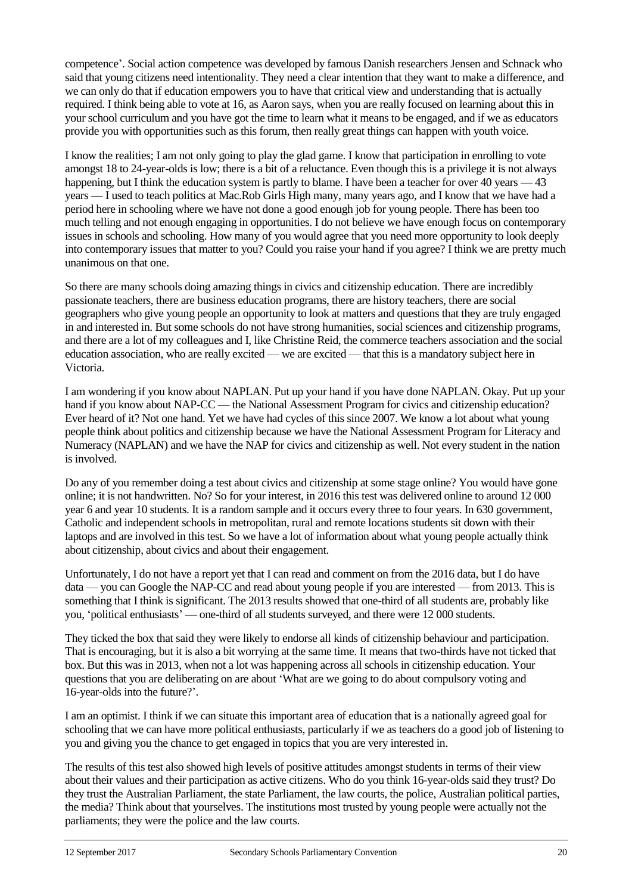competence'. Social action competence was developed by famous Danish researchers Jensen and Schnack who said that young citizens need intentionality. They need a clear intention that they want to make a difference, and we can only do that if education empowers you to have that critical view and understanding that is actually required. I think being able to vote at 16, as Aaron says, when you are really focused on learning about this in your school curriculum and you have got the time to learn what it means to be engaged, and if we as educators provide you with opportunities such as this forum, then really great things can happen with youth voice.

I know the realities; I am not only going to play the glad game. I know that participation in enrolling to vote amongst 18 to 24-year-olds is low; there is a bit of a reluctance. Even though this is a privilege it is not always happening, but I think the education system is partly to blame. I have been a teacher for over 40 years — 43 years — I used to teach politics at Mac.Rob Girls High many, many years ago, and I know that we have had a period here in schooling where we have not done a good enough job for young people. There has been too much telling and not enough engaging in opportunities. I do not believe we have enough focus on contemporary issues in schools and schooling. How many of you would agree that you need more opportunity to look deeply into contemporary issues that matter to you? Could you raise your hand if you agree? I think we are pretty much unanimous on that one.

So there are many schools doing amazing things in civics and citizenship education. There are incredibly passionate teachers, there are business education programs, there are history teachers, there are social geographers who give young people an opportunity to look at matters and questions that they are truly engaged in and interested in. But some schools do not have strong humanities, social sciences and citizenship programs, and there are a lot of my colleagues and I, like Christine Reid, the commerce teachers association and the social education association, who are really excited — we are excited — that this is a mandatory subject here in Victoria.

I am wondering if you know about NAPLAN. Put up your hand if you have done NAPLAN. Okay. Put up your hand if you know about NAP-CC — the National Assessment Program for civics and citizenship education? Ever heard of it? Not one hand. Yet we have had cycles of this since 2007. We know a lot about what young people think about politics and citizenship because we have the National Assessment Program for Literacy and Numeracy (NAPLAN) and we have the NAP for civics and citizenship as well. Not every student in the nation is involved.

Do any of you remember doing a test about civics and citizenship at some stage online? You would have gone online; it is not handwritten. No? So for your interest, in 2016 this test was delivered online to around 12 000 year 6 and year 10 students. It is a random sample and it occurs every three to four years. In 630 government, Catholic and independent schools in metropolitan, rural and remote locations students sit down with their laptops and are involved in this test. So we have a lot of information about what young people actually think about citizenship, about civics and about their engagement.

Unfortunately, I do not have a report yet that I can read and comment on from the 2016 data, but I do have data — you can Google the NAP-CC and read about young people if you are interested — from 2013. This is something that I think is significant. The 2013 results showed that one-third of all students are, probably like you, 'political enthusiasts' — one-third of all students surveyed, and there were 12 000 students.

They ticked the box that said they were likely to endorse all kinds of citizenship behaviour and participation. That is encouraging, but it is also a bit worrying at the same time. It means that two-thirds have not ticked that box. But this was in 2013, when not a lot was happening across all schools in citizenship education. Your questions that you are deliberating on are about 'What are we going to do about compulsory voting and 16-year-olds into the future?'.

I am an optimist. I think if we can situate this important area of education that is a nationally agreed goal for schooling that we can have more political enthusiasts, particularly if we as teachers do a good job of listening to you and giving you the chance to get engaged in topics that you are very interested in.

The results of this test also showed high levels of positive attitudes amongst students in terms of their view about their values and their participation as active citizens. Who do you think 16-year-olds said they trust? Do they trust the Australian Parliament, the state Parliament, the law courts, the police, Australian political parties, the media? Think about that yourselves. The institutions most trusted by young people were actually not the parliaments; they were the police and the law courts.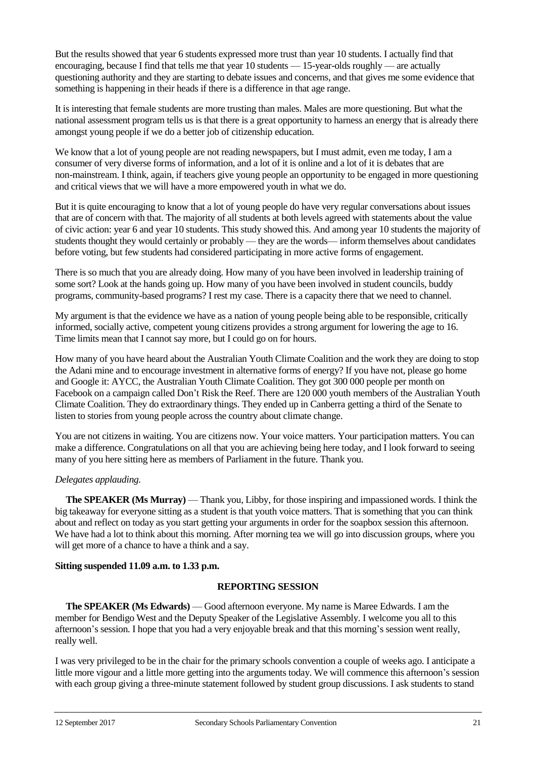But the results showed that year 6 students expressed more trust than year 10 students. I actually find that encouraging, because I find that tells me that year 10 students — 15-year-olds roughly — are actually questioning authority and they are starting to debate issues and concerns, and that gives me some evidence that something is happening in their heads if there is a difference in that age range.

It is interesting that female students are more trusting than males. Males are more questioning. But what the national assessment program tells us is that there is a great opportunity to harness an energy that is already there amongst young people if we do a better job of citizenship education.

We know that a lot of young people are not reading newspapers, but I must admit, even me today, I am a consumer of very diverse forms of information, and a lot of it is online and a lot of it is debates that are non-mainstream. I think, again, if teachers give young people an opportunity to be engaged in more questioning and critical views that we will have a more empowered youth in what we do.

But it is quite encouraging to know that a lot of young people do have very regular conversations about issues that are of concern with that. The majority of all students at both levels agreed with statements about the value of civic action: year 6 and year 10 students. This study showed this. And among year 10 students the majority of students thought they would certainly or probably — they are the words— inform themselves about candidates before voting, but few students had considered participating in more active forms of engagement.

There is so much that you are already doing. How many of you have been involved in leadership training of some sort? Look at the hands going up. How many of you have been involved in student councils, buddy programs, community-based programs? I rest my case. There is a capacity there that we need to channel.

My argument is that the evidence we have as a nation of young people being able to be responsible, critically informed, socially active, competent young citizens provides a strong argument for lowering the age to 16. Time limits mean that I cannot say more, but I could go on for hours.

How many of you have heard about the Australian Youth Climate Coalition and the work they are doing to stop the Adani mine and to encourage investment in alternative forms of energy? If you have not, please go home and Google it: AYCC, the Australian Youth Climate Coalition. They got 300 000 people per month on Facebook on a campaign called Don't Risk the Reef. There are 120 000 youth members of the Australian Youth Climate Coalition. They do extraordinary things. They ended up in Canberra getting a third of the Senate to listen to stories from young people across the country about climate change.

You are not citizens in waiting. You are citizens now. Your voice matters. Your participation matters. You can make a difference. Congratulations on all that you are achieving being here today, and I look forward to seeing many of you here sitting here as members of Parliament in the future. Thank you.

*Delegates applauding.*

**The SPEAKER (Ms Murray)** — Thank you, Libby, for those inspiring and impassioned words. I think the big takeaway for everyone sitting as a student is that youth voice matters. That is something that you can think about and reflect on today as you start getting your arguments in order for the soapbox session this afternoon. We have had a lot to think about this morning. After morning tea we will go into discussion groups, where you will get more of a chance to have a think and a say.

**Sitting suspended 11.09 a.m. to 1.33 p.m.**

## REPORTING SESSION

**The SPEAKER (Ms Edwards)** — Good afternoon everyone. My name is Maree Edwards. I am the member for Bendigo West and the Deputy Speaker of the Legislative Assembly. I welcome you all to this afternoon's session. I hope that you had a very enjoyable break and that this morning's session went really, really well.

I was very privileged to be in the chair for the primary schools convention a couple of weeks ago. I anticipate a little more vigour and a little more getting into the arguments today. We will commence this afternoon's session with each group giving a three-minute statement followed by student group discussions. I ask students to stand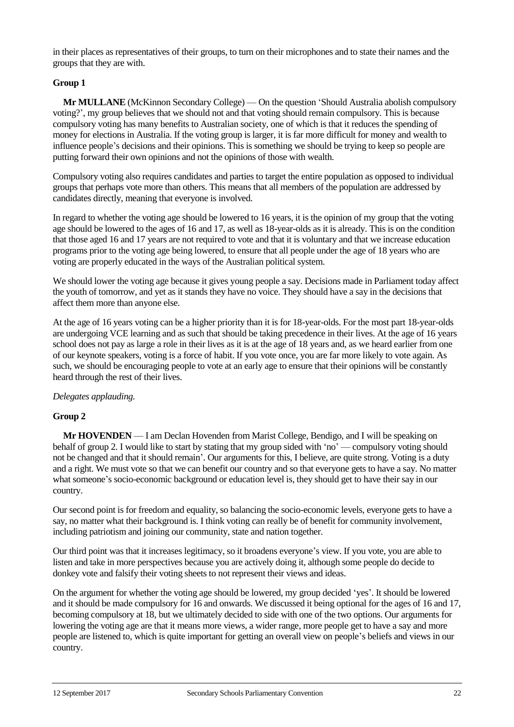in their places as representatives of their groups, to turn on their microphones and to state their names and the groups that they are with.

**Group 1**

**Mr MULLANE** (McKinnon Secondary College) — On the question 'Should Australia abolish compulsory voting?', my group believes that we should not and that voting should remain compulsory. This is because compulsory voting has many benefits to Australian society, one of which is that it reduces the spending of money for elections in Australia. If the voting group is larger, it is far more difficult for money and wealth to influence people's decisions and their opinions. This is something we should be trying to keep so people are putting forward their own opinions and not the opinions of those with wealth.

Compulsory voting also requires candidates and parties to target the entire population as opposed to individual groups that perhaps vote more than others. This means that all members of the population are addressed by candidates directly, meaning that everyone is involved.

In regard to whether the voting age should be lowered to 16 years, it is the opinion of my group that the voting age should be lowered to the ages of 16 and 17, as well as 18-year-olds as it is already. This is on the condition that those aged 16 and 17 years are not required to vote and that it is voluntary and that we increase education programs prior to the voting age being lowered, to ensure that all people under the age of 18 years who are voting are properly educated in the ways of the Australian political system.

We should lower the voting age because it gives young people a say. Decisions made in Parliament today affect the youth of tomorrow, and yet as it stands they have no voice. They should have a say in the decisions that affect them more than anyone else.

At the age of 16 years voting can be a higher priority than it is for 18-year-olds. For the most part 18-year-olds are undergoing VCE learning and as such that should be taking precedence in their lives. At the age of 16 years school does not pay as large a role in their lives as it is at the age of 18 years and, as we heard earlier from one of our keynote speakers, voting is a force of habit. If you vote once, you are far more likely to vote again. As such, we should be encouraging people to vote at an early age to ensure that their opinions will be constantly heard through the rest of their lives.

*Delegates applauding.*

**Group 2**

**Mr HOVENDEN** — I am Declan Hovenden from Marist College, Bendigo, and I will be speaking on behalf of group 2. I would like to start by stating that my group sided with 'no' — compulsory voting should not be changed and that it should remain'. Our arguments for this, I believe, are quite strong. Voting is a duty and a right. We must vote so that we can benefit our country and so that everyone gets to have a say. No matter what someone's socio-economic background or education level is, they should get to have their say in our country.

Our second point is for freedom and equality, so balancing the socio-economic levels, everyone gets to have a say, no matter what their background is. I think voting can really be of benefit for community involvement, including patriotism and joining our community, state and nation together.

Our third point was that it increases legitimacy, so it broadens everyone's view. If you vote, you are able to listen and take in more perspectives because you are actively doing it, although some people do decide to donkey vote and falsify their voting sheets to not represent their views and ideas.

On the argument for whether the voting age should be lowered, my group decided 'yes'. It should be lowered and it should be made compulsory for 16 and onwards. We discussed it being optional for the ages of 16 and 17, becoming compulsory at 18, but we ultimately decided to side with one of the two options. Our arguments for lowering the voting age are that it means more views, a wider range, more people get to have a say and more people are listened to, which is quite important for getting an overall view on people's beliefs and views in our country.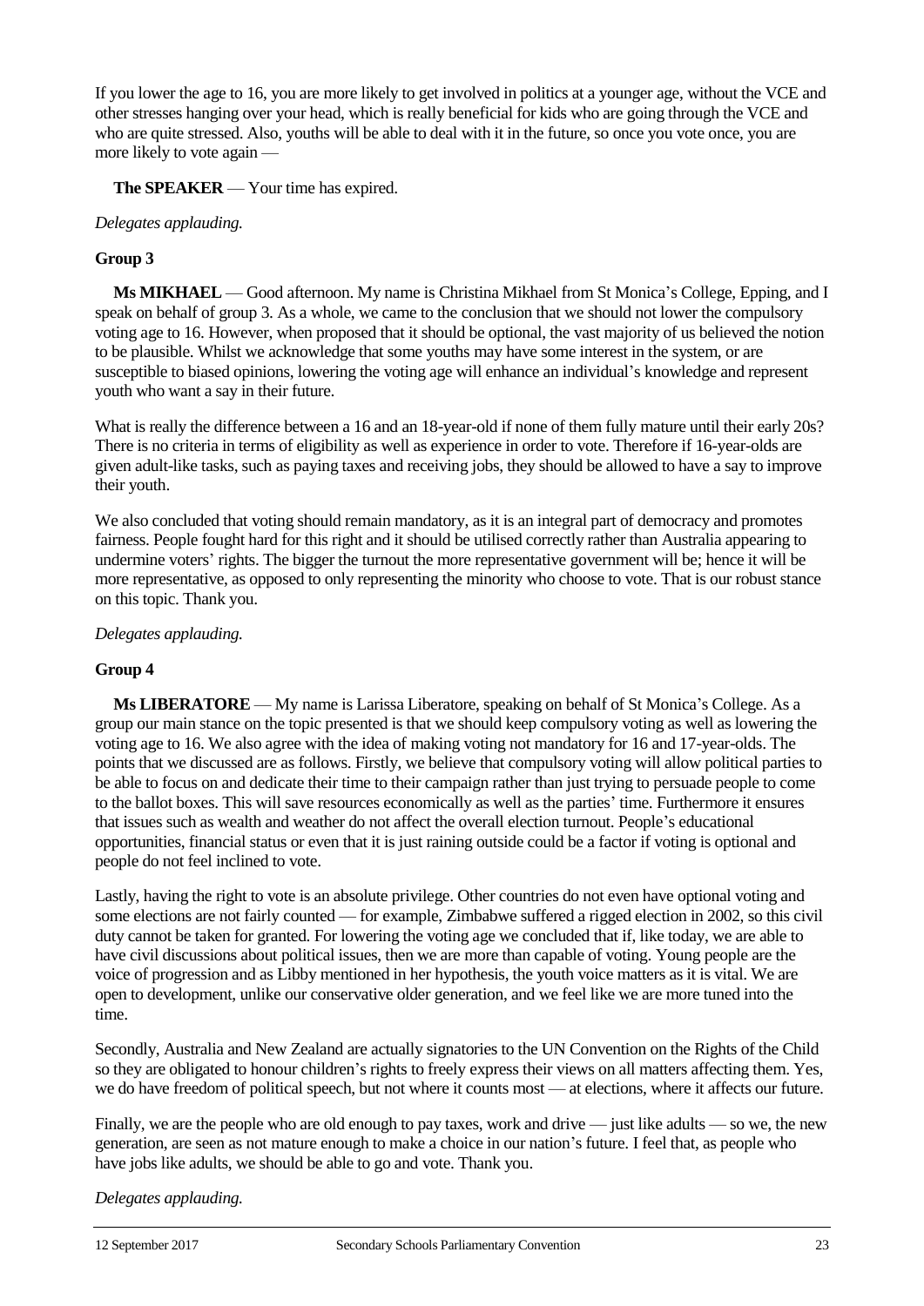If you lower the age to 16, you are more likely to get involved in politics at a younger age, without the VCE and other stresses hanging over your head, which is really beneficial for kids who are going through the VCE and who are quite stressed. Also, youths will be able to deal with it in the future, so once you vote once, you are more likely to vote again —

**The SPEAKER** — Your time has expired.

*Delegates applauding.*

**Group 3**

**Ms MIKHAEL** — Good afternoon. My name is Christina Mikhael from St Monica's College, Epping, and I speak on behalf of group 3. As a whole, we came to the conclusion that we should not lower the compulsory voting age to 16. However, when proposed that it should be optional, the vast majority of us believed the notion to be plausible. Whilst we acknowledge that some youths may have some interest in the system, or are susceptible to biased opinions, lowering the voting age will enhance an individual's knowledge and represent youth who want a say in their future.

What is really the difference between a 16 and an 18-year-old if none of them fully mature until their early 20s? There is no criteria in terms of eligibility as well as experience in order to vote. Therefore if 16-year-olds are given adult-like tasks, such as paying taxes and receiving jobs, they should be allowed to have a say to improve their youth.

We also concluded that voting should remain mandatory, as it is an integral part of democracy and promotes fairness. People fought hard for this right and it should be utilised correctly rather than Australia appearing to undermine voters' rights. The bigger the turnout the more representative government will be; hence it will be more representative, as opposed to only representing the minority who choose to vote. That is our robust stance on this topic. Thank you.

*Delegates applauding.*

**Group 4**

**Ms LIBERATORE** — My name is Larissa Liberatore, speaking on behalf of St Monica's College. As a group our main stance on the topic presented is that we should keep compulsory voting as well as lowering the voting age to 16. We also agree with the idea of making voting not mandatory for 16 and 17-year-olds. The points that we discussed are as follows. Firstly, we believe that compulsory voting will allow political parties to be able to focus on and dedicate their time to their campaign rather than just trying to persuade people to come to the ballot boxes. This will save resources economically as well as the parties' time. Furthermore it ensures that issues such as wealth and weather do not affect the overall election turnout. People's educational opportunities, financial status or even that it is just raining outside could be a factor if voting is optional and people do not feel inclined to vote.

Lastly, having the right to vote is an absolute privilege. Other countries do not even have optional voting and some elections are not fairly counted — for example, Zimbabwe suffered a rigged election in 2002, so this civil duty cannot be taken for granted. For lowering the voting age we concluded that if, like today, we are able to have civil discussions about political issues, then we are more than capable of voting. Young people are the voice of progression and as Libby mentioned in her hypothesis, the youth voice matters as it is vital. We are open to development, unlike our conservative older generation, and we feel like we are more tuned into the time.

Secondly, Australia and New Zealand are actually signatories to the UN Convention on the Rights of the Child so they are obligated to honour children's rights to freely express their views on all matters affecting them. Yes, we do have freedom of political speech, but not where it counts most — at elections, where it affects our future.

Finally, we are the people who are old enough to pay taxes, work and drive — just like adults — so we, the new generation, are seen as not mature enough to make a choice in our nation's future. I feel that, as people who have jobs like adults, we should be able to go and vote. Thank you.

*Delegates applauding.*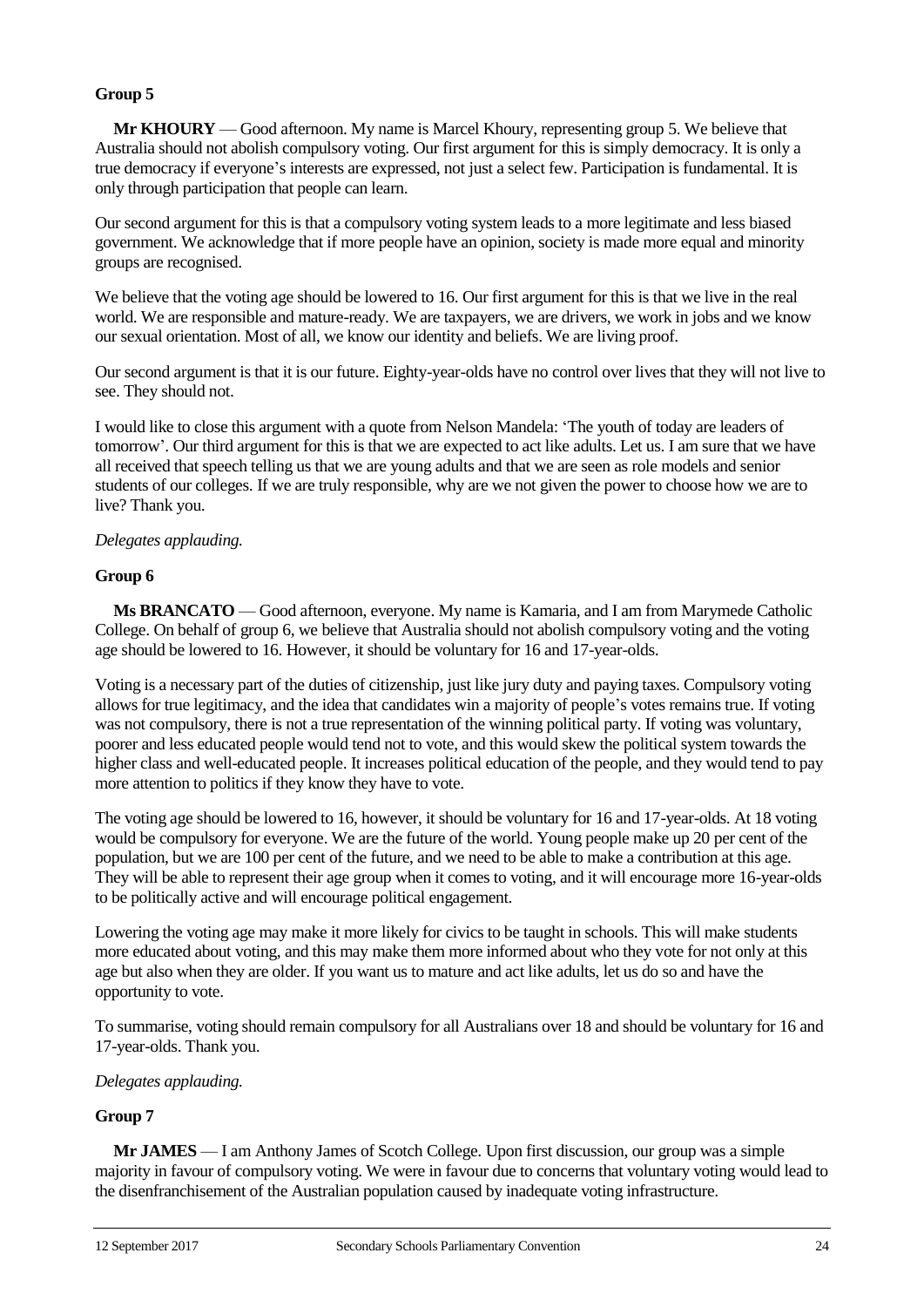### Group 5

**Mr KHOURY** — Good afternoon. My name is Marcel Khoury, representing group 5. We believe that Australia should not abolish compulsory voting. Our first argument for this is simply democracy. It is only a true democracy if everyone's interests are expressed, not just a select few. Participation is fundamental. It is only through participation that people can learn.

Our second argument for this is that a compulsory voting system leads to a more legitimate and less biased government. We acknowledge that if more people have an opinion, society is made more equal and minority groups are recognised.

We believe that the voting age should be lowered to 16. Our first argument for this is that we live in the real world. We are responsible and mature-ready. We are taxpayers, we are drivers, we work in jobs and we know our sexual orientation. Most of all, we know our identity and beliefs. We are living proof.

Our second argument is that it is our future. Eighty-year-olds have no control over lives that they will not live to see. They should not.

I would like to close this argument with a quote from Nelson Mandela: 'The youth of today are leaders of tomorrow'. Our third argument for this is that we are expected to act like adults. Let us. I am sure that we have all received that speech telling us that we are young adults and that we are seen as role models and senior students of our colleges. If we are truly responsible, why are we not given the power to choose how we are to live? Thank you.

*Delegates applauding.*

### Group 6

**Ms BRANCATO** — Good afternoon, everyone. My name is Kamaria, and I am from Marymede Catholic College. On behalf of group 6, we believe that Australia should not abolish compulsory voting and the voting age should be lowered to 16. However, it should be voluntary for 16 and 17-year-olds.

Voting is a necessary part of the duties of citizenship, just like jury duty and paying taxes. Compulsory voting allows for true legitimacy, and the idea that candidates win a majority of people's votes remains true. If voting was not compulsory, there is not a true representation of the winning political party. If voting was voluntary, poorer and less educated people would tend not to vote, and this would skew the political system towards the higher class and well-educated people. It increases political education of the people, and they would tend to pay more attention to politics if they know they have to vote.

The voting age should be lowered to 16, however, it should be voluntary for 16 and 17-year-olds. At 18 voting would be compulsory for everyone. We are the future of the world. Young people make up 20 per cent of the population, but we are 100 per cent of the future, and we need to be able to make a contribution at this age. They will be able to represent their age group when it comes to voting, and it will encourage more 16-year-olds to be politically active and will encourage political engagement.

Lowering the voting age may make it more likely for civics to be taught in schools. This will make students more educated about voting, and this may make them more informed about who they vote for not only at this age but also when they are older. If you want us to mature and act like adults, let us do so and have the opportunity to vote.

To summarise, voting should remain compulsory for all Australians over 18 and should be voluntary for 16 and 17-year-olds. Thank you.

*Delegates applauding.*

### Group 7

**Mr JAMES** — I am Anthony James of Scotch College. Upon first discussion, our group was a simple majority in favour of compulsory voting. We were in favour due to concerns that voluntary voting would lead to the disenfranchisement of the Australian population caused by inadequate voting infrastructure.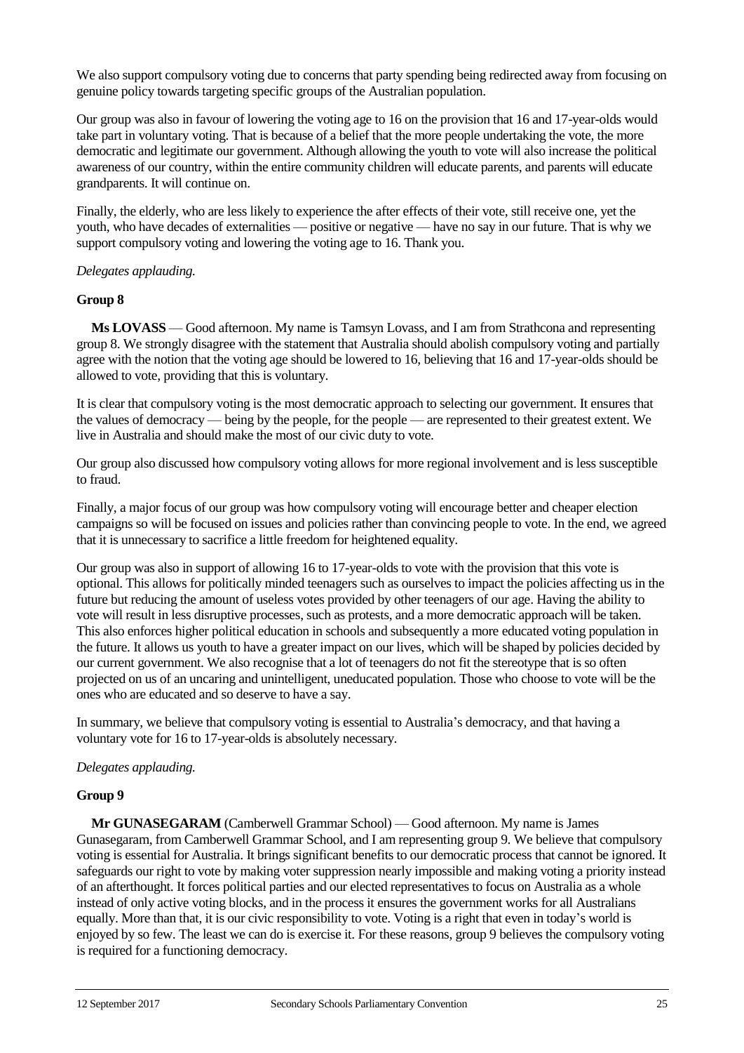We also support compulsory voting due to concerns that party spending being redirected away from focusing on genuine policy towards targeting specific groups of the Australian population.

Our group was also in favour of lowering the voting age to 16 on the provision that 16 and 17-year-olds would take part in voluntary voting. That is because of a belief that the more people undertaking the vote, the more democratic and legitimate our government. Although allowing the youth to vote will also increase the political awareness of our country, within the entire community children will educate parents, and parents will educate grandparents. It will continue on.

Finally, the elderly, who are less likely to experience the after effects of their vote, still receive one, yet the youth, who have decades of externalities — positive or negative — have no say in our future. That is why we support compulsory voting and lowering the voting age to 16. Thank you.

*Delegates applauding.*

**Group 8**

**Ms LOVASS** — Good afternoon. My name is Tamsyn Lovass, and I am from Strathcona and representing group 8. We strongly disagree with the statement that Australia should abolish compulsory voting and partially agree with the notion that the voting age should be lowered to 16, believing that 16 and 17-year-olds should be allowed to vote, providing that this is voluntary.

It is clear that compulsory voting is the most democratic approach to selecting our government. It ensures that the values of democracy — being by the people, for the people — are represented to their greatest extent. We live in Australia and should make the most of our civic duty to vote.

Our group also discussed how compulsory voting allows for more regional involvement and is less susceptible to fraud.

Finally, a major focus of our group was how compulsory voting will encourage better and cheaper election campaigns so will be focused on issues and policies rather than convincing people to vote. In the end, we agreed that it is unnecessary to sacrifice a little freedom for heightened equality.

Our group was also in support of allowing 16 to 17-year-olds to vote with the provision that this vote is optional. This allows for politically minded teenagers such as ourselves to impact the policies affecting us in the future but reducing the amount of useless votes provided by other teenagers of our age. Having the ability to vote will result in less disruptive processes, such as protests, and a more democratic approach will be taken. This also enforces higher political education in schools and subsequently a more educated voting population in the future. It allows us youth to have a greater impact on our lives, which will be shaped by policies decided by our current government. We also recognise that a lot of teenagers do not fit the stereotype that is so often projected on us of an uncaring and unintelligent, uneducated population. Those who choose to vote will be the ones who are educated and so deserve to have a say.

In summary, we believe that compulsory voting is essential to Australia's democracy, and that having a voluntary vote for 16 to 17-year-olds is absolutely necessary.

*Delegates applauding.*

**Group 9**

**Mr GUNASEGARAM** (Camberwell Grammar School) — Good afternoon. My name is James Gunasegaram, from Camberwell Grammar School, and I am representing group 9. We believe that compulsory voting is essential for Australia. It brings significant benefits to our democratic process that cannot be ignored. It safeguards our right to vote by making voter suppression nearly impossible and making voting a priority instead of an afterthought. It forces political parties and our elected representatives to focus on Australia as a whole instead of only active voting blocks, and in the process it ensures the government works for all Australians equally. More than that, it is our civic responsibility to vote. Voting is a right that even in today's world is enjoyed by so few. The least we can do is exercise it. For these reasons, group 9 believes the compulsory voting is required for a functioning democracy.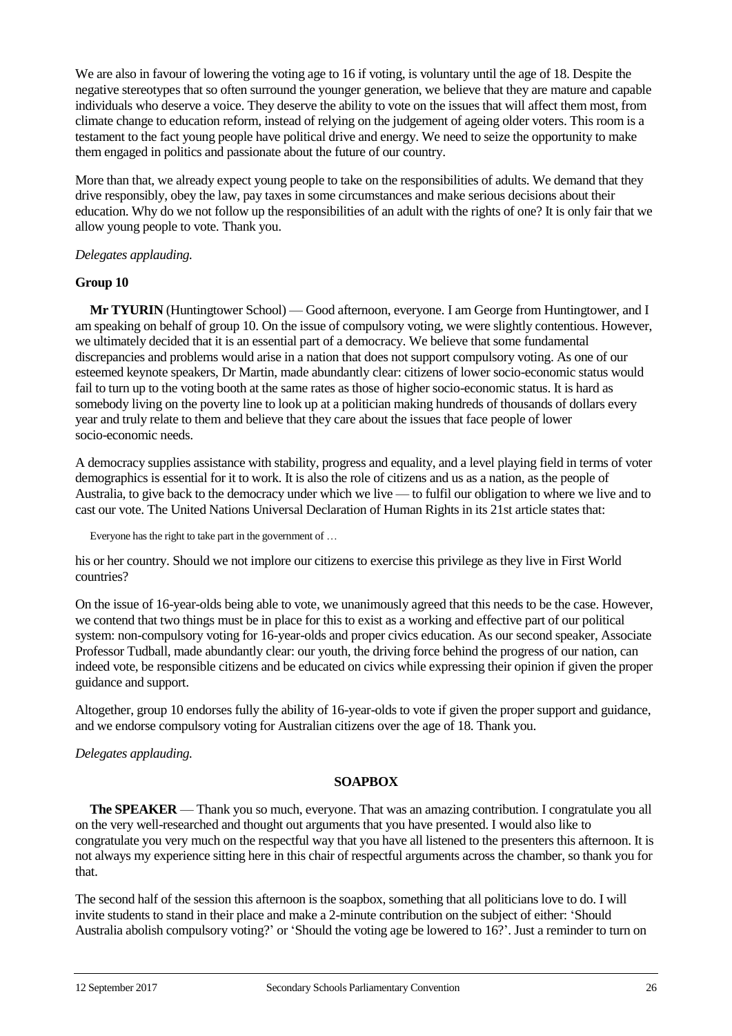We are also in favour of lowering the voting age to 16 if voting, is voluntary until the age of 18. Despite the negative stereotypes that so often surround the younger generation, we believe that they are mature and capable individuals who deserve a voice. They deserve the ability to vote on the issues that will affect them most, from climate change to education reform, instead of relying on the judgement of ageing older voters. This room is a testament to the fact young people have political drive and energy. We need to seize the opportunity to make them engaged in politics and passionate about the future of our country.

More than that, we already expect young people to take on the responsibilities of adults. We demand that they drive responsibly, obey the law, pay taxes in some circumstances and make serious decisions about their education. Why do we not follow up the responsibilities of an adult with the rights of one? It is only fair that we allow young people to vote. Thank you.

*Delegates applauding.*

**Group 10**

**Mr TYURIN** (Huntingtower School) — Good afternoon, everyone. I am George from Huntingtower, and I am speaking on behalf of group 10. On the issue of compulsory voting, we were slightly contentious. However, we ultimately decided that it is an essential part of a democracy. We believe that some fundamental discrepancies and problems would arise in a nation that does not support compulsory voting. As one of our esteemed keynote speakers, Dr Martin, made abundantly clear: citizens of lower socio-economic status would fail to turn up to the voting booth at the same rates as those of higher socio-economic status. It is hard as somebody living on the poverty line to look up at a politician making hundreds of thousands of dollars every year and truly relate to them and believe that they care about the issues that face people of lower socio-economic needs.

A democracy supplies assistance with stability, progress and equality, and a level playing field in terms of voter demographics is essential for it to work. It is also the role of citizens and us as a nation, as the people of Australia, to give back to the democracy under which we live — to fulfil our obligation to where we live and to cast our vote. The United Nations Universal Declaration of Human Rights in its 21st article states that:

> Everyone has the right to take part in the government of …

his or her country. Should we not implore our citizens to exercise this privilege as they live in First World countries?

On the issue of 16-year-olds being able to vote, we unanimously agreed that this needs to be the case. However, we contend that two things must be in place for this to exist as a working and effective part of our political system: non-compulsory voting for 16-year-olds and proper civics education. As our second speaker, Associate Professor Tudball, made abundantly clear: our youth, the driving force behind the progress of our nation, can indeed vote, be responsible citizens and be educated on civics while expressing their opinion if given the proper guidance and support.

Altogether, group 10 endorses fully the ability of 16-year-olds to vote if given the proper support and guidance, and we endorse compulsory voting for Australian citizens over the age of 18. Thank you.

*Delegates applauding.*

## SOAPBOX

**The SPEAKER** — Thank you so much, everyone. That was an amazing contribution. I congratulate you all on the very well-researched and thought out arguments that you have presented. I would also like to congratulate you very much on the respectful way that you have all listened to the presenters this afternoon. It is not always my experience sitting here in this chair of respectful arguments across the chamber, so thank you for that.

The second half of the session this afternoon is the soapbox, something that all politicians love to do. I will invite students to stand in their place and make a 2-minute contribution on the subject of either: 'Should Australia abolish compulsory voting?' or 'Should the voting age be lowered to 16?'. Just a reminder to turn on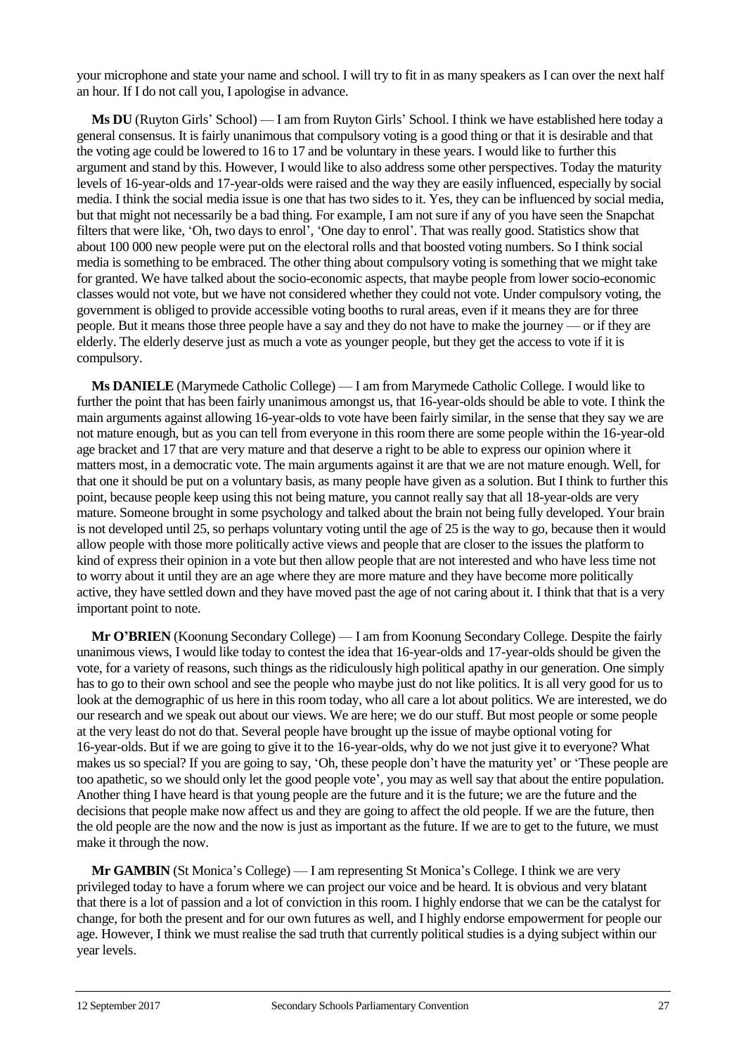your microphone and state your name and school. I will try to fit in as many speakers as I can over the next half an hour. If I do not call you, I apologise in advance.

**Ms DU** (Ruyton Girls' School) — I am from Ruyton Girls' School. I think we have established here today a general consensus. It is fairly unanimous that compulsory voting is a good thing or that it is desirable and that the voting age could be lowered to 16 to 17 and be voluntary in these years. I would like to further this argument and stand by this. However, I would like to also address some other perspectives. Today the maturity levels of 16-year-olds and 17-year-olds were raised and the way they are easily influenced, especially by social media. I think the social media issue is one that has two sides to it. Yes, they can be influenced by social media, but that might not necessarily be a bad thing. For example, I am not sure if any of you have seen the Snapchat filters that were like, 'Oh, two days to enrol', 'One day to enrol'. That was really good. Statistics show that about 100 000 new people were put on the electoral rolls and that boosted voting numbers. So I think social media is something to be embraced. The other thing about compulsory voting is something that we might take for granted. We have talked about the socio-economic aspects, that maybe people from lower socio-economic classes would not vote, but we have not considered whether they could not vote. Under compulsory voting, the government is obliged to provide accessible voting booths to rural areas, even if it means they are for three people. But it means those three people have a say and they do not have to make the journey — or if they are elderly. The elderly deserve just as much a vote as younger people, but they get the access to vote if it is compulsory.

**Ms DANIELE** (Marymede Catholic College) — I am from Marymede Catholic College. I would like to further the point that has been fairly unanimous amongst us, that 16-year-olds should be able to vote. I think the main arguments against allowing 16-year-olds to vote have been fairly similar, in the sense that they say we are not mature enough, but as you can tell from everyone in this room there are some people within the 16-year-old age bracket and 17 that are very mature and that deserve a right to be able to express our opinion where it matters most, in a democratic vote. The main arguments against it are that we are not mature enough. Well, for that one it should be put on a voluntary basis, as many people have given as a solution. But I think to further this point, because people keep using this not being mature, you cannot really say that all 18-year-olds are very mature. Someone brought in some psychology and talked about the brain not being fully developed. Your brain is not developed until 25, so perhaps voluntary voting until the age of 25 is the way to go, because then it would allow people with those more politically active views and people that are closer to the issues the platform to kind of express their opinion in a vote but then allow people that are not interested and who have less time not to worry about it until they are an age where they are more mature and they have become more politically active, they have settled down and they have moved past the age of not caring about it. I think that that is a very important point to note.

**Mr O'BRIEN** (Koonung Secondary College) — I am from Koonung Secondary College. Despite the fairly unanimous views, I would like today to contest the idea that 16-year-olds and 17-year-olds should be given the vote, for a variety of reasons, such things as the ridiculously high political apathy in our generation. One simply has to go to their own school and see the people who maybe just do not like politics. It is all very good for us to look at the demographic of us here in this room today, who all care a lot about politics. We are interested, we do our research and we speak out about our views. We are here; we do our stuff. But most people or some people at the very least do not do that. Several people have brought up the issue of maybe optional voting for 16-year-olds. But if we are going to give it to the 16-year-olds, why do we not just give it to everyone? What makes us so special? If you are going to say, 'Oh, these people don't have the maturity yet' or 'These people are too apathetic, so we should only let the good people vote', you may as well say that about the entire population. Another thing I have heard is that young people are the future and it is the future; we are the future and the decisions that people make now affect us and they are going to affect the old people. If we are the future, then the old people are the now and the now is just as important as the future. If we are to get to the future, we must make it through the now.

**Mr GAMBIN** (St Monica's College) — I am representing St Monica's College. I think we are very privileged today to have a forum where we can project our voice and be heard. It is obvious and very blatant that there is a lot of passion and a lot of conviction in this room. I highly endorse that we can be the catalyst for change, for both the present and for our own futures as well, and I highly endorse empowerment for people our age. However, I think we must realise the sad truth that currently political studies is a dying subject within our year levels.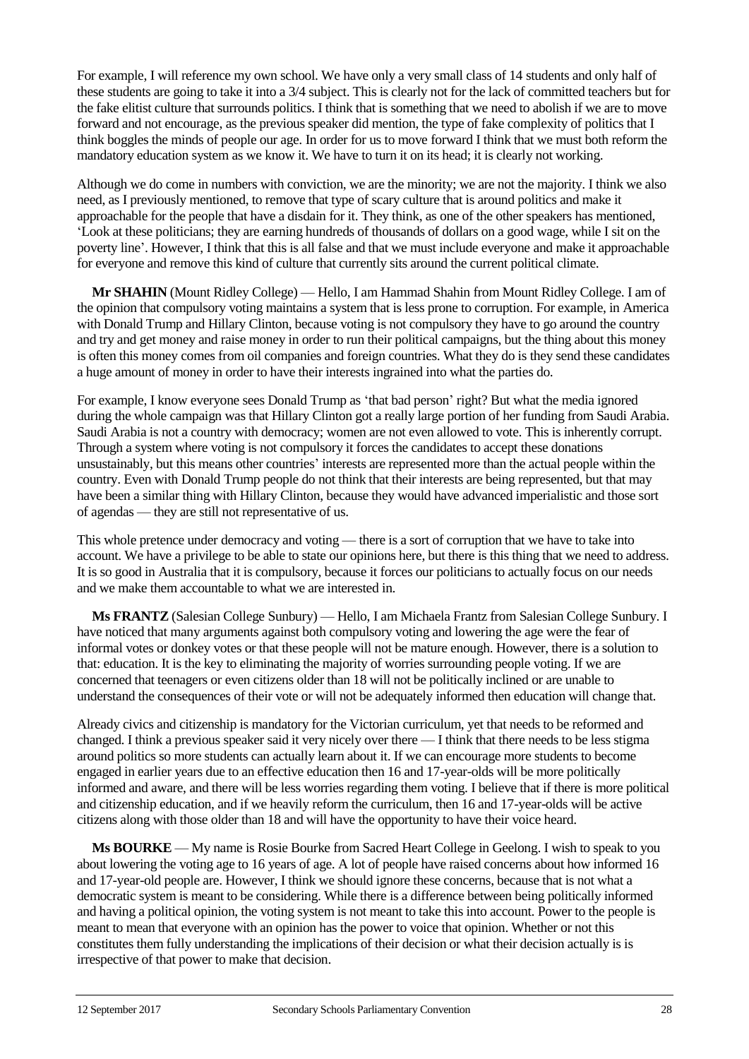For example, I will reference my own school. We have only a very small class of 14 students and only half of these students are going to take it into a 3/4 subject. This is clearly not for the lack of committed teachers but for the fake elitist culture that surrounds politics. I think that is something that we need to abolish if we are to move forward and not encourage, as the previous speaker did mention, the type of fake complexity of politics that I think boggles the minds of people our age. In order for us to move forward I think that we must both reform the mandatory education system as we know it. We have to turn it on its head; it is clearly not working.

Although we do come in numbers with conviction, we are the minority; we are not the majority. I think we also need, as I previously mentioned, to remove that type of scary culture that is around politics and make it approachable for the people that have a disdain for it. They think, as one of the other speakers has mentioned, 'Look at these politicians; they are earning hundreds of thousands of dollars on a good wage, while I sit on the poverty line'. However, I think that this is all false and that we must include everyone and make it approachable for everyone and remove this kind of culture that currently sits around the current political climate.

**Mr SHAHIN** (Mount Ridley College) — Hello, I am Hammad Shahin from Mount Ridley College. I am of the opinion that compulsory voting maintains a system that is less prone to corruption. For example, in America with Donald Trump and Hillary Clinton, because voting is not compulsory they have to go around the country and try and get money and raise money in order to run their political campaigns, but the thing about this money is often this money comes from oil companies and foreign countries. What they do is they send these candidates a huge amount of money in order to have their interests ingrained into what the parties do.

For example, I know everyone sees Donald Trump as 'that bad person' right? But what the media ignored during the whole campaign was that Hillary Clinton got a really large portion of her funding from Saudi Arabia. Saudi Arabia is not a country with democracy; women are not even allowed to vote. This is inherently corrupt. Through a system where voting is not compulsory it forces the candidates to accept these donations unsustainably, but this means other countries' interests are represented more than the actual people within the country. Even with Donald Trump people do not think that their interests are being represented, but that may have been a similar thing with Hillary Clinton, because they would have advanced imperialistic and those sort of agendas — they are still not representative of us.

This whole pretence under democracy and voting — there is a sort of corruption that we have to take into account. We have a privilege to be able to state our opinions here, but there is this thing that we need to address. It is so good in Australia that it is compulsory, because it forces our politicians to actually focus on our needs and we make them accountable to what we are interested in.

**Ms FRANTZ** (Salesian College Sunbury) — Hello, I am Michaela Frantz from Salesian College Sunbury. I have noticed that many arguments against both compulsory voting and lowering the age were the fear of informal votes or donkey votes or that these people will not be mature enough. However, there is a solution to that: education. It is the key to eliminating the majority of worries surrounding people voting. If we are concerned that teenagers or even citizens older than 18 will not be politically inclined or are unable to understand the consequences of their vote or will not be adequately informed then education will change that.

Already civics and citizenship is mandatory for the Victorian curriculum, yet that needs to be reformed and changed. I think a previous speaker said it very nicely over there — I think that there needs to be less stigma around politics so more students can actually learn about it. If we can encourage more students to become engaged in earlier years due to an effective education then 16 and 17-year-olds will be more politically informed and aware, and there will be less worries regarding them voting. I believe that if there is more political and citizenship education, and if we heavily reform the curriculum, then 16 and 17-year-olds will be active citizens along with those older than 18 and will have the opportunity to have their voice heard.

**Ms BOURKE** — My name is Rosie Bourke from Sacred Heart College in Geelong. I wish to speak to you about lowering the voting age to 16 years of age. A lot of people have raised concerns about how informed 16 and 17-year-old people are. However, I think we should ignore these concerns, because that is not what a democratic system is meant to be considering. While there is a difference between being politically informed and having a political opinion, the voting system is not meant to take this into account. Power to the people is meant to mean that everyone with an opinion has the power to voice that opinion. Whether or not this constitutes them fully understanding the implications of their decision or what their decision actually is is irrespective of that power to make that decision.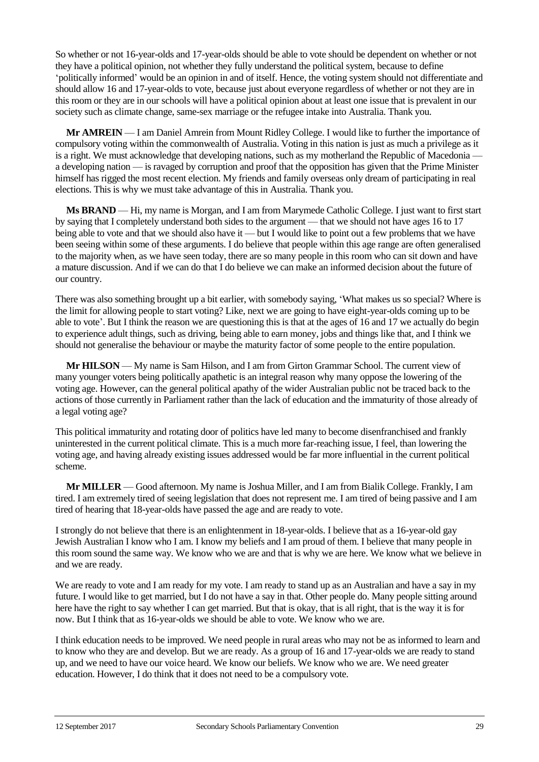So whether or not 16-year-olds and 17-year-olds should be able to vote should be dependent on whether or not they have a political opinion, not whether they fully understand the political system, because to define 'politically informed' would be an opinion in and of itself. Hence, the voting system should not differentiate and should allow 16 and 17-year-olds to vote, because just about everyone regardless of whether or not they are in this room or they are in our schools will have a political opinion about at least one issue that is prevalent in our society such as climate change, same-sex marriage or the refugee intake into Australia. Thank you.

**Mr AMREIN** — I am Daniel Amrein from Mount Ridley College. I would like to further the importance of compulsory voting within the commonwealth of Australia. Voting in this nation is just as much a privilege as it is a right. We must acknowledge that developing nations, such as my motherland the Republic of Macedonia — a developing nation — is ravaged by corruption and proof that the opposition has given that the Prime Minister himself has rigged the most recent election. My friends and family overseas only dream of participating in real elections. This is why we must take advantage of this in Australia. Thank you.

**Ms BRAND** — Hi, my name is Morgan, and I am from Marymede Catholic College. I just want to first start by saying that I completely understand both sides to the argument — that we should not have ages 16 to 17 being able to vote and that we should also have it — but I would like to point out a few problems that we have been seeing within some of these arguments. I do believe that people within this age range are often generalised to the majority when, as we have seen today, there are so many people in this room who can sit down and have a mature discussion. And if we can do that I do believe we can make an informed decision about the future of our country.

There was also something brought up a bit earlier, with somebody saying, 'What makes us so special? Where is the limit for allowing people to start voting? Like, next we are going to have eight-year-olds coming up to be able to vote'. But I think the reason we are questioning this is that at the ages of 16 and 17 we actually do begin to experience adult things, such as driving, being able to earn money, jobs and things like that, and I think we should not generalise the behaviour or maybe the maturity factor of some people to the entire population.

**Mr HILSON** — My name is Sam Hilson, and I am from Girton Grammar School. The current view of many younger voters being politically apathetic is an integral reason why many oppose the lowering of the voting age. However, can the general political apathy of the wider Australian public not be traced back to the actions of those currently in Parliament rather than the lack of education and the immaturity of those already of a legal voting age?

This political immaturity and rotating door of politics have led many to become disenfranchised and frankly uninterested in the current political climate. This is a much more far-reaching issue, I feel, than lowering the voting age, and having already existing issues addressed would be far more influential in the current political scheme.

**Mr MILLER** — Good afternoon. My name is Joshua Miller, and I am from Bialik College. Frankly, I am tired. I am extremely tired of seeing legislation that does not represent me. I am tired of being passive and I am tired of hearing that 18-year-olds have passed the age and are ready to vote.

I strongly do not believe that there is an enlightenment in 18-year-olds. I believe that as a 16-year-old gay Jewish Australian I know who I am. I know my beliefs and I am proud of them. I believe that many people in this room sound the same way. We know who we are and that is why we are here. We know what we believe in and we are ready.

We are ready to vote and I am ready for my vote. I am ready to stand up as an Australian and have a say in my future. I would like to get married, but I do not have a say in that. Other people do. Many people sitting around here have the right to say whether I can get married. But that is okay, that is all right, that is the way it is for now. But I think that as 16-year-olds we should be able to vote. We know who we are.

I think education needs to be improved. We need people in rural areas who may not be as informed to learn and to know who they are and develop. But we are ready. As a group of 16 and 17-year-olds we are ready to stand up, and we need to have our voice heard. We know our beliefs. We know who we are. We need greater education. However, I do think that it does not need to be a compulsory vote.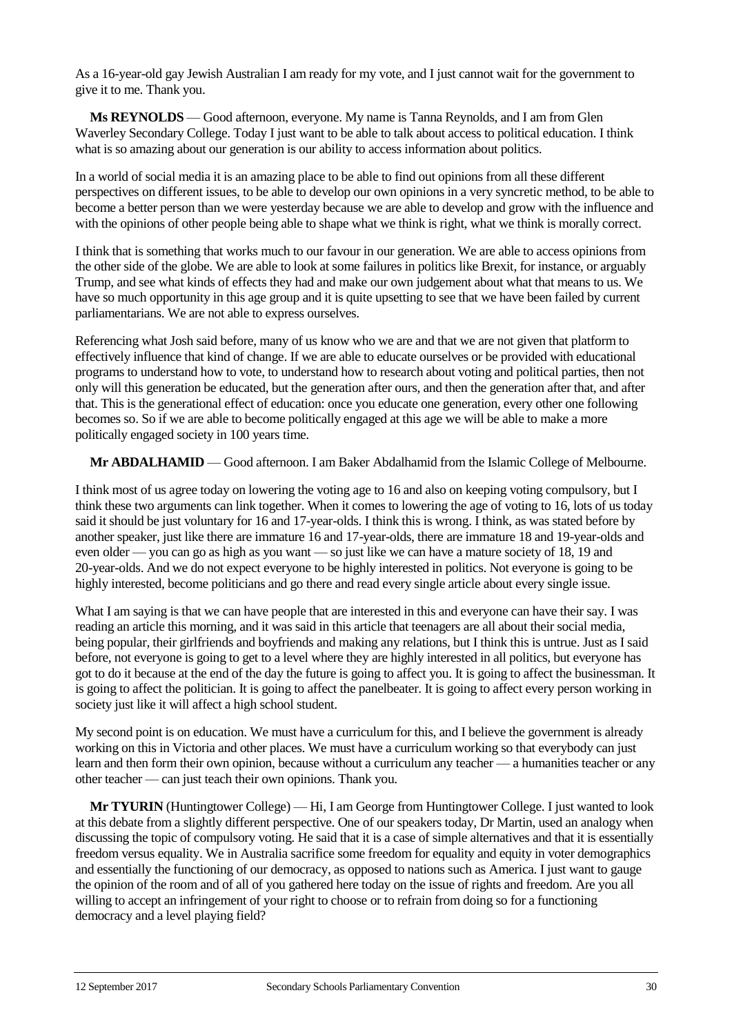As a 16-year-old gay Jewish Australian I am ready for my vote, and I just cannot wait for the government to give it to me. Thank you.

**Ms REYNOLDS** — Good afternoon, everyone. My name is Tanna Reynolds, and I am from Glen Waverley Secondary College. Today I just want to be able to talk about access to political education. I think what is so amazing about our generation is our ability to access information about politics.

In a world of social media it is an amazing place to be able to find out opinions from all these different perspectives on different issues, to be able to develop our own opinions in a very syncretic method, to be able to become a better person than we were yesterday because we are able to develop and grow with the influence and with the opinions of other people being able to shape what we think is right, what we think is morally correct.

I think that is something that works much to our favour in our generation. We are able to access opinions from the other side of the globe. We are able to look at some failures in politics like Brexit, for instance, or arguably Trump, and see what kinds of effects they had and make our own judgement about what that means to us. We have so much opportunity in this age group and it is quite upsetting to see that we have been failed by current parliamentarians. We are not able to express ourselves.

Referencing what Josh said before, many of us know who we are and that we are not given that platform to effectively influence that kind of change. If we are able to educate ourselves or be provided with educational programs to understand how to vote, to understand how to research about voting and political parties, then not only will this generation be educated, but the generation after ours, and then the generation after that, and after that. This is the generational effect of education: once you educate one generation, every other one following becomes so. So if we are able to become politically engaged at this age we will be able to make a more politically engaged society in 100 years time.

**Mr ABDALHAMID** — Good afternoon. I am Baker Abdalhamid from the Islamic College of Melbourne.

I think most of us agree today on lowering the voting age to 16 and also on keeping voting compulsory, but I think these two arguments can link together. When it comes to lowering the age of voting to 16, lots of us today said it should be just voluntary for 16 and 17-year-olds. I think this is wrong. I think, as was stated before by another speaker, just like there are immature 16 and 17-year-olds, there are immature 18 and 19-year-olds and even older — you can go as high as you want — so just like we can have a mature society of 18, 19 and 20-year-olds. And we do not expect everyone to be highly interested in politics. Not everyone is going to be highly interested, become politicians and go there and read every single article about every single issue.

What I am saying is that we can have people that are interested in this and everyone can have their say. I was reading an article this morning, and it was said in this article that teenagers are all about their social media, being popular, their girlfriends and boyfriends and making any relations, but I think this is untrue. Just as I said before, not everyone is going to get to a level where they are highly interested in all politics, but everyone has got to do it because at the end of the day the future is going to affect you. It is going to affect the businessman. It is going to affect the politician. It is going to affect the panelbeater. It is going to affect every person working in society just like it will affect a high school student.

My second point is on education. We must have a curriculum for this, and I believe the government is already working on this in Victoria and other places. We must have a curriculum working so that everybody can just learn and then form their own opinion, because without a curriculum any teacher — a humanities teacher or any other teacher — can just teach their own opinions. Thank you.

**Mr TYURIN** (Huntingtower College) — Hi, I am George from Huntingtower College. I just wanted to look at this debate from a slightly different perspective. One of our speakers today, Dr Martin, used an analogy when discussing the topic of compulsory voting. He said that it is a case of simple alternatives and that it is essentially freedom versus equality. We in Australia sacrifice some freedom for equality and equity in voter demographics and essentially the functioning of our democracy, as opposed to nations such as America. I just want to gauge the opinion of the room and of all of you gathered here today on the issue of rights and freedom. Are you all willing to accept an infringement of your right to choose or to refrain from doing so for a functioning democracy and a level playing field?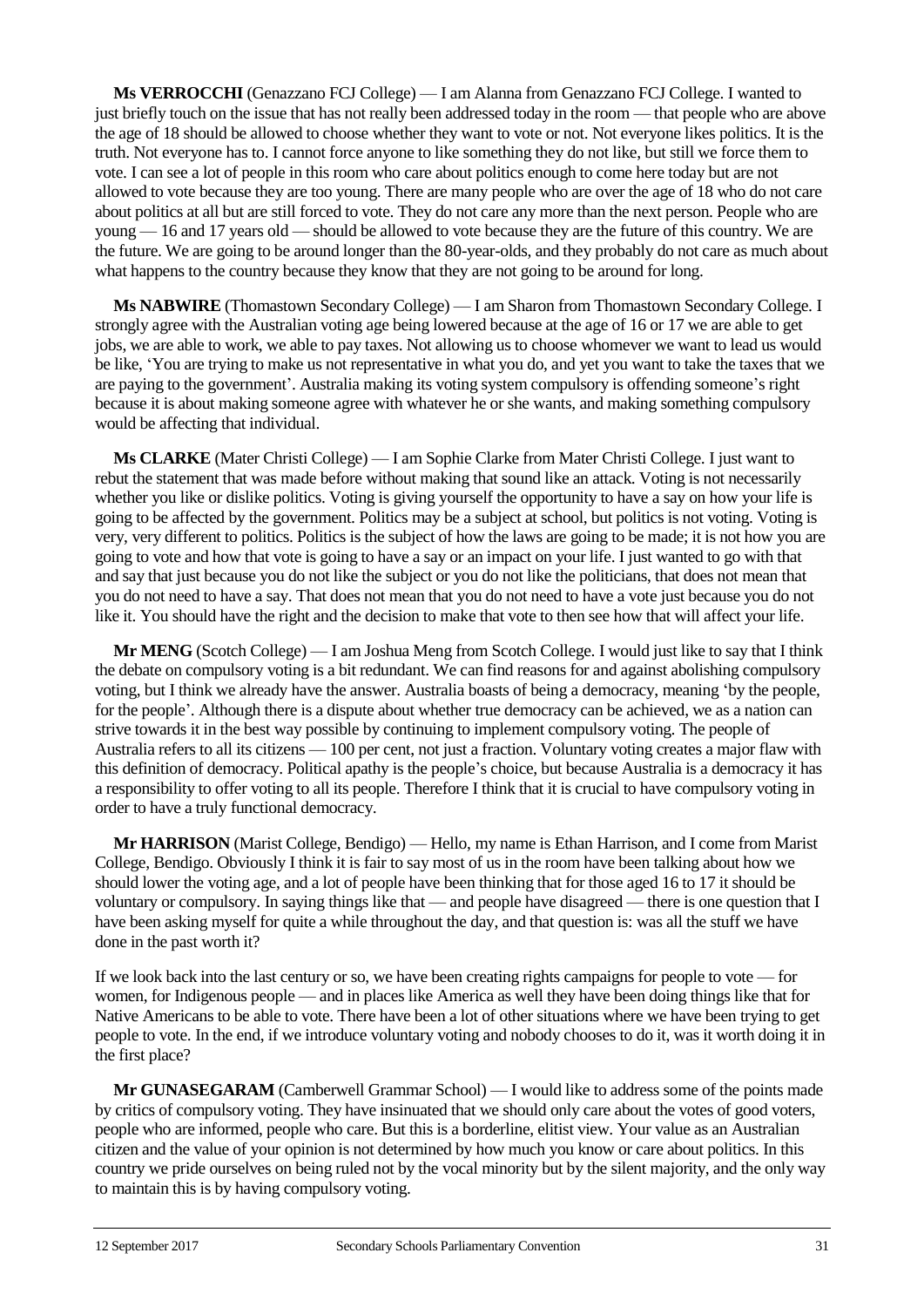**Ms VERROCCHI** (Genazzano FCJ College) — I am Alanna from Genazzano FCJ College. I wanted to just briefly touch on the issue that has not really been addressed today in the room — that people who are above the age of 18 should be allowed to choose whether they want to vote or not. Not everyone likes politics. It is the truth. Not everyone has to. I cannot force anyone to like something they do not like, but still we force them to vote. I can see a lot of people in this room who care about politics enough to come here today but are not allowed to vote because they are too young. There are many people who are over the age of 18 who do not care about politics at all but are still forced to vote. They do not care any more than the next person. People who are young — 16 and 17 years old — should be allowed to vote because they are the future of this country. We are the future. We are going to be around longer than the 80-year-olds, and they probably do not care as much about what happens to the country because they know that they are not going to be around for long.

**Ms NABWIRE** (Thomastown Secondary College) — I am Sharon from Thomastown Secondary College. I strongly agree with the Australian voting age being lowered because at the age of 16 or 17 we are able to get jobs, we are able to work, we able to pay taxes. Not allowing us to choose whomever we want to lead us would be like, 'You are trying to make us not representative in what you do, and yet you want to take the taxes that we are paying to the government'. Australia making its voting system compulsory is offending someone's right because it is about making someone agree with whatever he or she wants, and making something compulsory would be affecting that individual.

**Ms CLARKE** (Mater Christi College) — I am Sophie Clarke from Mater Christi College. I just want to rebut the statement that was made before without making that sound like an attack. Voting is not necessarily whether you like or dislike politics. Voting is giving yourself the opportunity to have a say on how your life is going to be affected by the government. Politics may be a subject at school, but politics is not voting. Voting is very, very different to politics. Politics is the subject of how the laws are going to be made; it is not how you are going to vote and how that vote is going to have a say or an impact on your life. I just wanted to go with that and say that just because you do not like the subject or you do not like the politicians, that does not mean that you do not need to have a say. That does not mean that you do not need to have a vote just because you do not like it. You should have the right and the decision to make that vote to then see how that will affect your life.

**Mr MENG** (Scotch College) — I am Joshua Meng from Scotch College. I would just like to say that I think the debate on compulsory voting is a bit redundant. We can find reasons for and against abolishing compulsory voting, but I think we already have the answer. Australia boasts of being a democracy, meaning 'by the people, for the people'. Although there is a dispute about whether true democracy can be achieved, we as a nation can strive towards it in the best way possible by continuing to implement compulsory voting. The people of Australia refers to all its citizens — 100 per cent, not just a fraction. Voluntary voting creates a major flaw with this definition of democracy. Political apathy is the people's choice, but because Australia is a democracy it has a responsibility to offer voting to all its people. Therefore I think that it is crucial to have compulsory voting in order to have a truly functional democracy.

**Mr HARRISON** (Marist College, Bendigo) — Hello, my name is Ethan Harrison, and I come from Marist College, Bendigo. Obviously I think it is fair to say most of us in the room have been talking about how we should lower the voting age, and a lot of people have been thinking that for those aged 16 to 17 it should be voluntary or compulsory. In saying things like that — and people have disagreed — there is one question that I have been asking myself for quite a while throughout the day, and that question is: was all the stuff we have done in the past worth it?

If we look back into the last century or so, we have been creating rights campaigns for people to vote — for women, for Indigenous people — and in places like America as well they have been doing things like that for Native Americans to be able to vote. There have been a lot of other situations where we have been trying to get people to vote. In the end, if we introduce voluntary voting and nobody chooses to do it, was it worth doing it in the first place?

**Mr GUNASEGARAM** (Camberwell Grammar School) — I would like to address some of the points made by critics of compulsory voting. They have insinuated that we should only care about the votes of good voters, people who are informed, people who care. But this is a borderline, elitist view. Your value as an Australian citizen and the value of your opinion is not determined by how much you know or care about politics. In this country we pride ourselves on being ruled not by the vocal minority but by the silent majority, and the only way to maintain this is by having compulsory voting.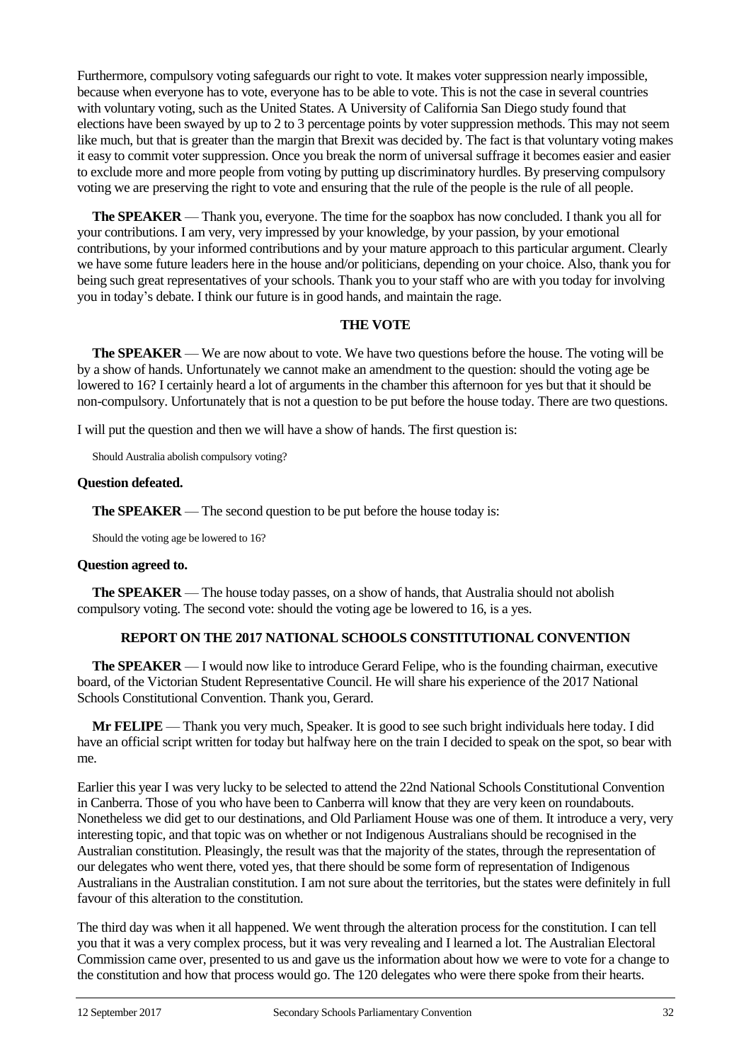Furthermore, compulsory voting safeguards our right to vote. It makes voter suppression nearly impossible, because when everyone has to vote, everyone has to be able to vote. This is not the case in several countries with voluntary voting, such as the United States. A University of California San Diego study found that elections have been swayed by up to 2 to 3 percentage points by voter suppression methods. This may not seem like much, but that is greater than the margin that Brexit was decided by. The fact is that voluntary voting makes it easy to commit voter suppression. Once you break the norm of universal suffrage it becomes easier and easier to exclude more and more people from voting by putting up discriminatory hurdles. By preserving compulsory voting we are preserving the right to vote and ensuring that the rule of the people is the rule of all people.

**The SPEAKER** — Thank you, everyone. The time for the soapbox has now concluded. I thank you all for your contributions. I am very, very impressed by your knowledge, by your passion, by your emotional contributions, by your informed contributions and by your mature approach to this particular argument. Clearly we have some future leaders here in the house and/or politicians, depending on your choice. Also, thank you for being such great representatives of your schools. Thank you to your staff who are with you today for involving you in today's debate. I think our future is in good hands, and maintain the rage.

## THE VOTE

**The SPEAKER** — We are now about to vote. We have two questions before the house. The voting will be by a show of hands. Unfortunately we cannot make an amendment to the question: should the voting age be lowered to 16? I certainly heard a lot of arguments in the chamber this afternoon for yes but that it should be non-compulsory. Unfortunately that is not a question to be put before the house today. There are two questions.

I will put the question and then we will have a show of hands. The first question is:

Should Australia abolish compulsory voting?

**Question defeated.**

**The SPEAKER** — The second question to be put before the house today is:

Should the voting age be lowered to 16?

**Question agreed to.**

**The SPEAKER** — The house today passes, on a show of hands, that Australia should not abolish compulsory voting. The second vote: should the voting age be lowered to 16, is a yes.

## REPORT ON THE 2017 NATIONAL SCHOOLS CONSTITUTIONAL CONVENTION

**The SPEAKER** — I would now like to introduce Gerard Felipe, who is the founding chairman, executive board, of the Victorian Student Representative Council. He will share his experience of the 2017 National Schools Constitutional Convention. Thank you, Gerard.

**Mr FELIPE** — Thank you very much, Speaker. It is good to see such bright individuals here today. I did have an official script written for today but halfway here on the train I decided to speak on the spot, so bear with me.

Earlier this year I was very lucky to be selected to attend the 22nd National Schools Constitutional Convention in Canberra. Those of you who have been to Canberra will know that they are very keen on roundabouts. Nonetheless we did get to our destinations, and Old Parliament House was one of them. It introduce a very, very interesting topic, and that topic was on whether or not Indigenous Australians should be recognised in the Australian constitution. Pleasingly, the result was that the majority of the states, through the representation of our delegates who went there, voted yes, that there should be some form of representation of Indigenous Australians in the Australian constitution. I am not sure about the territories, but the states were definitely in full favour of this alteration to the constitution.

The third day was when it all happened. We went through the alteration process for the constitution. I can tell you that it was a very complex process, but it was very revealing and I learned a lot. The Australian Electoral Commission came over, presented to us and gave us the information about how we were to vote for a change to the constitution and how that process would go. The 120 delegates who were there spoke from their hearts.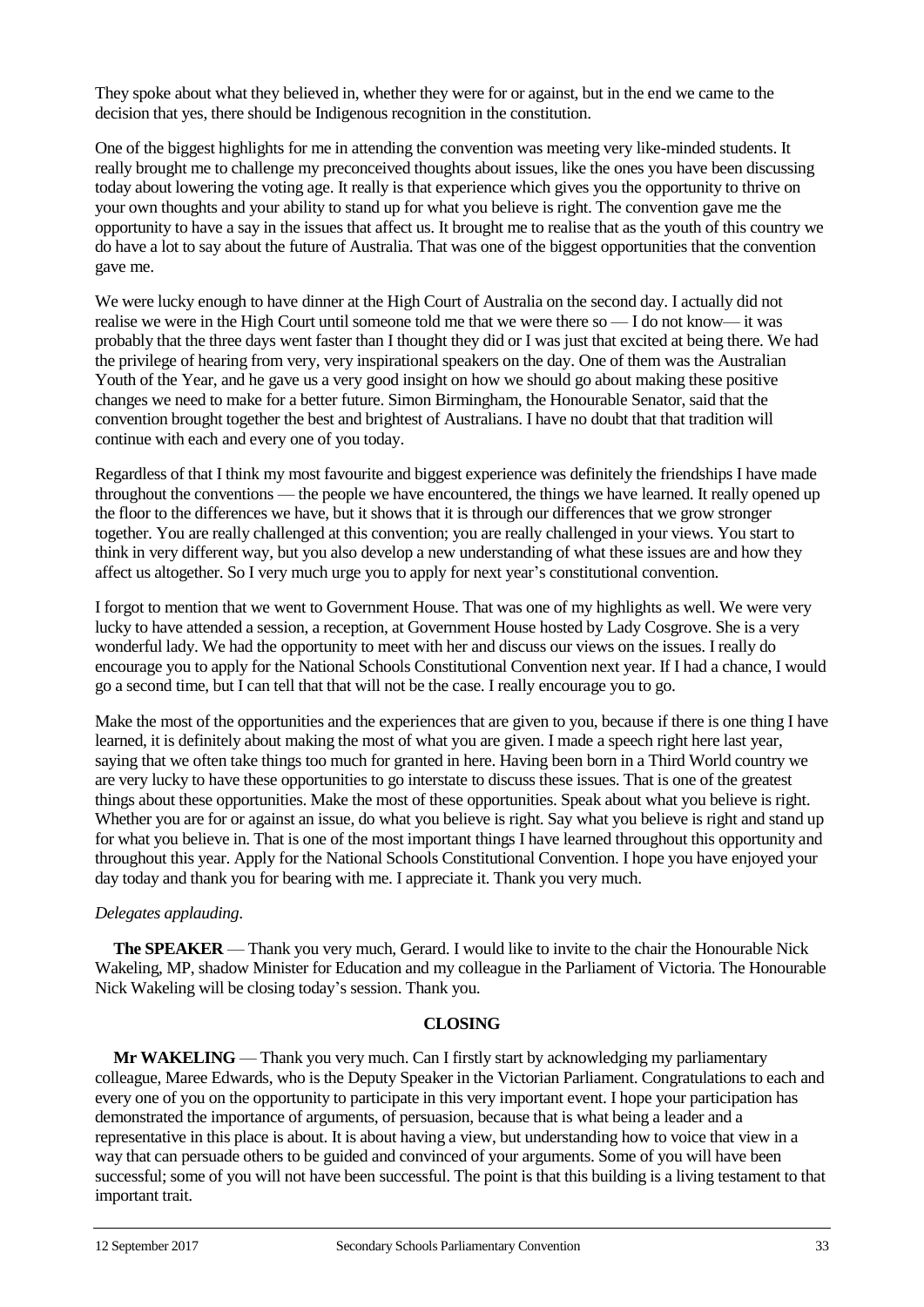They spoke about what they believed in, whether they were for or against, but in the end we came to the decision that yes, there should be Indigenous recognition in the constitution.

One of the biggest highlights for me in attending the convention was meeting very like-minded students. It really brought me to challenge my preconceived thoughts about issues, like the ones you have been discussing today about lowering the voting age. It really is that experience which gives you the opportunity to thrive on your own thoughts and your ability to stand up for what you believe is right. The convention gave me the opportunity to have a say in the issues that affect us. It brought me to realise that as the youth of this country we do have a lot to say about the future of Australia. That was one of the biggest opportunities that the convention gave me.

We were lucky enough to have dinner at the High Court of Australia on the second day. I actually did not realise we were in the High Court until someone told me that we were there so — I do not know— it was probably that the three days went faster than I thought they did or I was just that excited at being there. We had the privilege of hearing from very, very inspirational speakers on the day. One of them was the Australian Youth of the Year, and he gave us a very good insight on how we should go about making these positive changes we need to make for a better future. Simon Birmingham, the Honourable Senator, said that the convention brought together the best and brightest of Australians. I have no doubt that that tradition will continue with each and every one of you today.

Regardless of that I think my most favourite and biggest experience was definitely the friendships I have made throughout the conventions — the people we have encountered, the things we have learned. It really opened up the floor to the differences we have, but it shows that it is through our differences that we grow stronger together. You are really challenged at this convention; you are really challenged in your views. You start to think in very different way, but you also develop a new understanding of what these issues are and how they affect us altogether. So I very much urge you to apply for next year's constitutional convention.

I forgot to mention that we went to Government House. That was one of my highlights as well. We were very lucky to have attended a session, a reception, at Government House hosted by Lady Cosgrove. She is a very wonderful lady. We had the opportunity to meet with her and discuss our views on the issues. I really do encourage you to apply for the National Schools Constitutional Convention next year. If I had a chance, I would go a second time, but I can tell that that will not be the case. I really encourage you to go.

Make the most of the opportunities and the experiences that are given to you, because if there is one thing I have learned, it is definitely about making the most of what you are given. I made a speech right here last year, saying that we often take things too much for granted in here. Having been born in a Third World country we are very lucky to have these opportunities to go interstate to discuss these issues. That is one of the greatest things about these opportunities. Make the most of these opportunities. Speak about what you believe is right. Whether you are for or against an issue, do what you believe is right. Say what you believe is right and stand up for what you believe in. That is one of the most important things I have learned throughout this opportunity and throughout this year. Apply for the National Schools Constitutional Convention. I hope you have enjoyed your day today and thank you for bearing with me. I appreciate it. Thank you very much.

*Delegates applauding*.

**The SPEAKER** — Thank you very much, Gerard. I would like to invite to the chair the Honourable Nick Wakeling, MP, shadow Minister for Education and my colleague in the Parliament of Victoria. The Honourable Nick Wakeling will be closing today's session. Thank you.

## CLOSING

**Mr WAKELING** — Thank you very much. Can I firstly start by acknowledging my parliamentary colleague, Maree Edwards, who is the Deputy Speaker in the Victorian Parliament. Congratulations to each and every one of you on the opportunity to participate in this very important event. I hope your participation has demonstrated the importance of arguments, of persuasion, because that is what being a leader and a representative in this place is about. It is about having a view, but understanding how to voice that view in a way that can persuade others to be guided and convinced of your arguments. Some of you will have been successful; some of you will not have been successful. The point is that this building is a living testament to that important trait.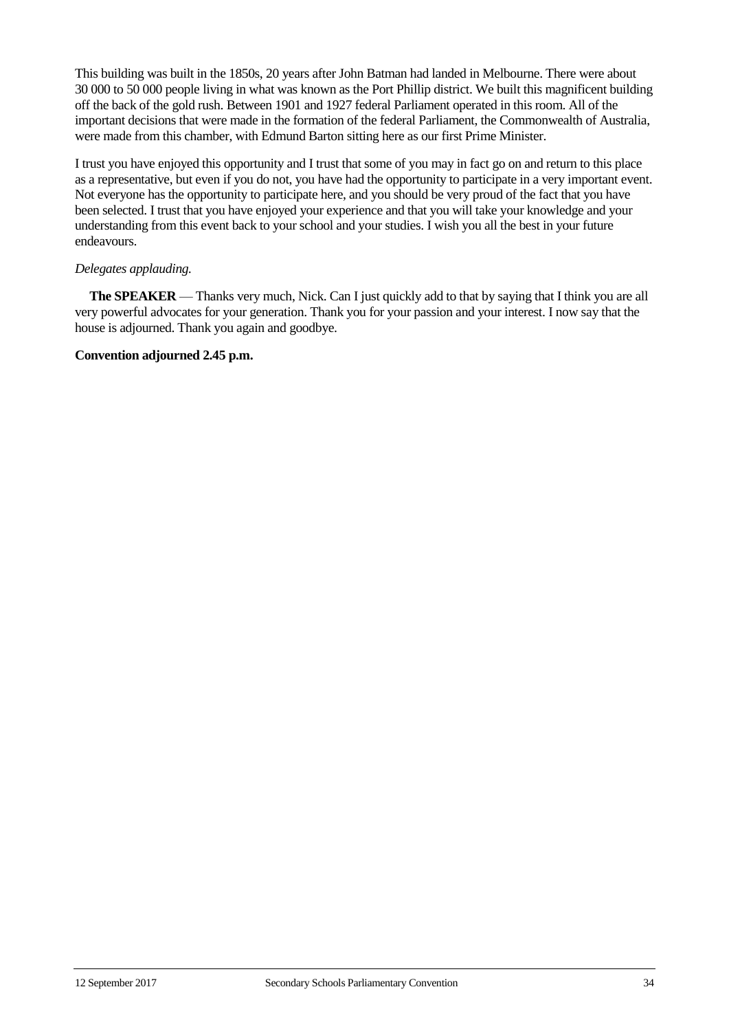This building was built in the 1850s, 20 years after John Batman had landed in Melbourne. There were about 30 000 to 50 000 people living in what was known as the Port Phillip district. We built this magnificent building off the back of the gold rush. Between 1901 and 1927 federal Parliament operated in this room. All of the important decisions that were made in the formation of the federal Parliament, the Commonwealth of Australia, were made from this chamber, with Edmund Barton sitting here as our first Prime Minister.

I trust you have enjoyed this opportunity and I trust that some of you may in fact go on and return to this place as a representative, but even if you do not, you have had the opportunity to participate in a very important event. Not everyone has the opportunity to participate here, and you should be very proud of the fact that you have been selected. I trust that you have enjoyed your experience and that you will take your knowledge and your understanding from this event back to your school and your studies. I wish you all the best in your future endeavours.

*Delegates applauding.*

**The SPEAKER** — Thanks very much, Nick. Can I just quickly add to that by saying that I think you are all very powerful advocates for your generation. Thank you for your passion and your interest. I now say that the house is adjourned. Thank you again and goodbye.

**Convention adjourned 2.45 p.m.**